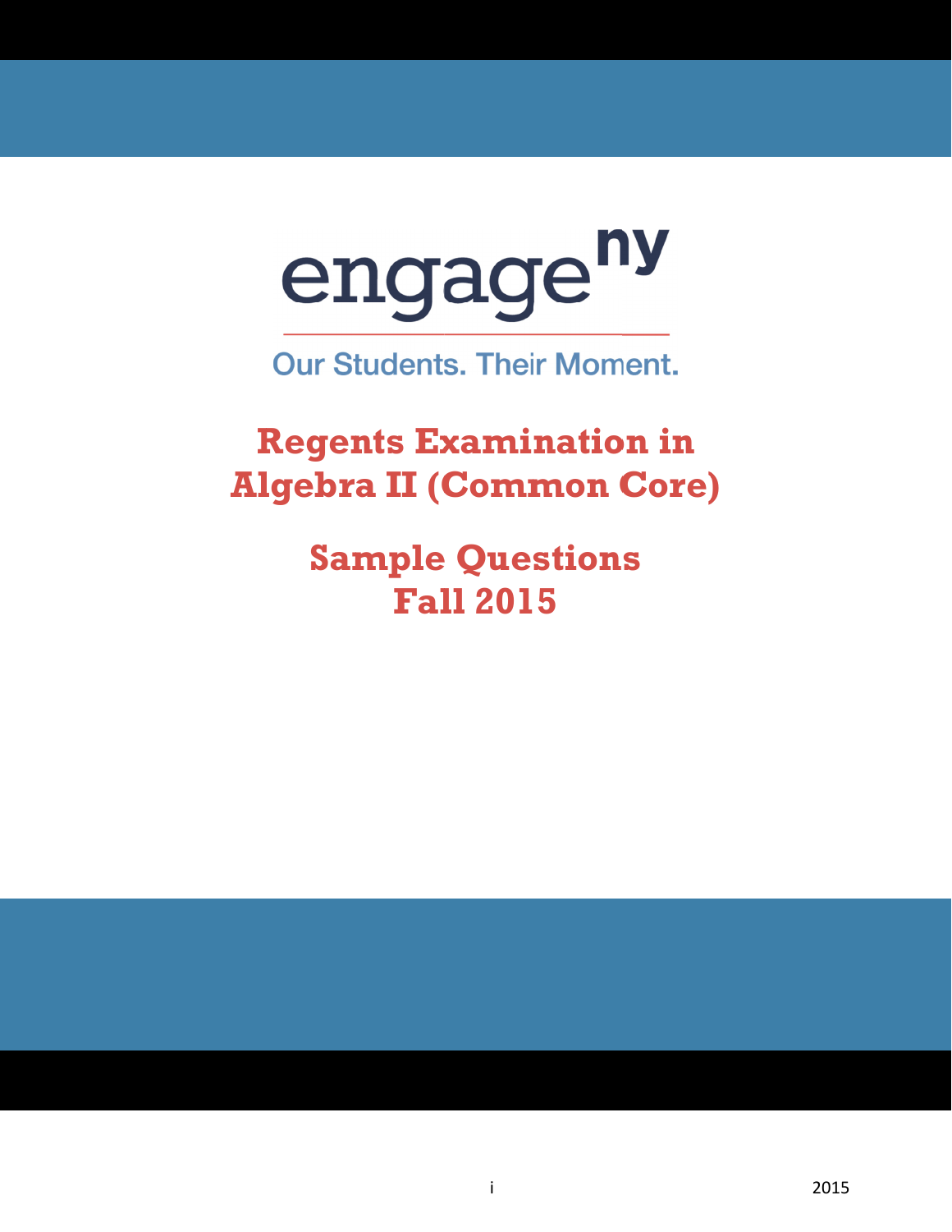engage^ny

Our Students. Their Moment.

# Regents Examination in Algebra II (Common Core)

## Sample Questions Fall 2015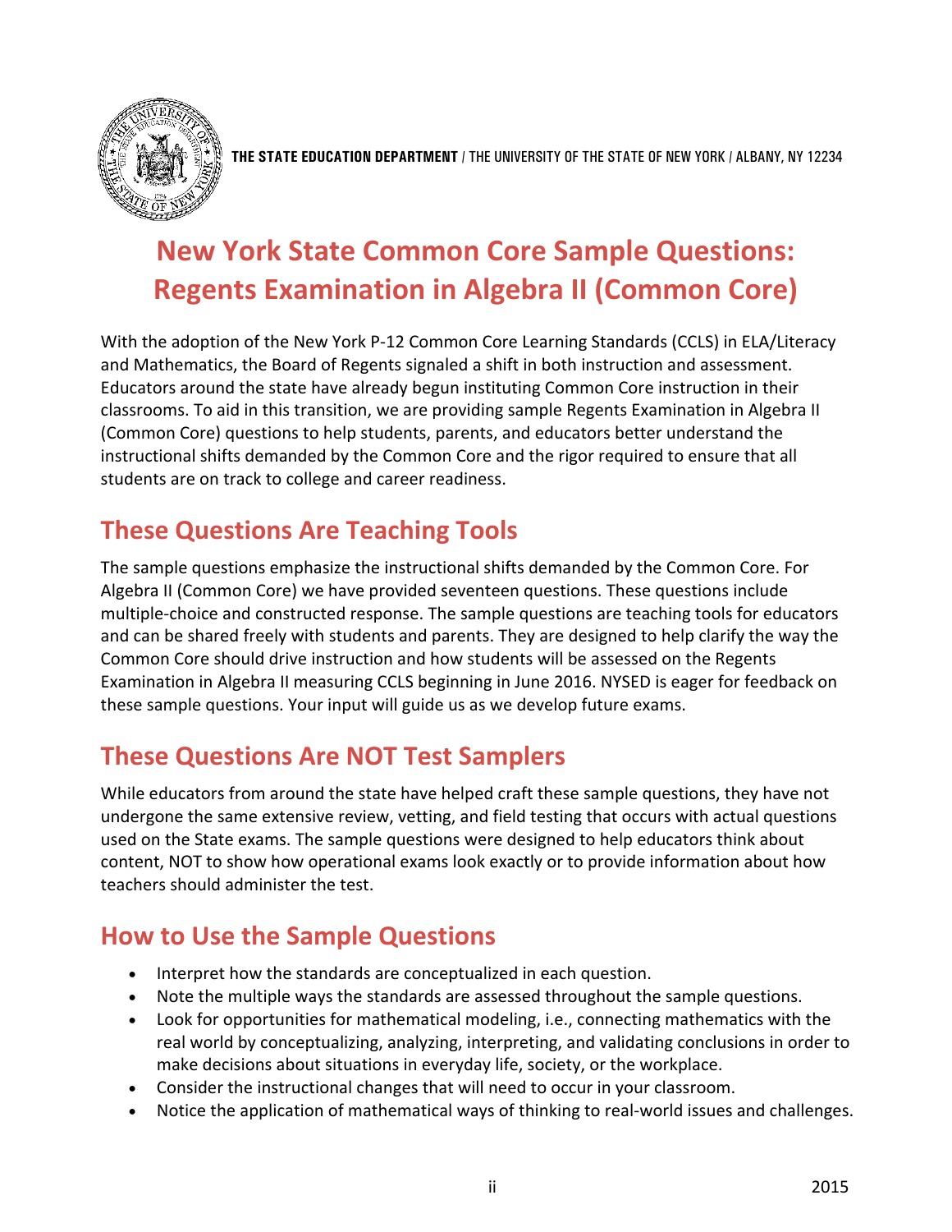**THE STATE EDUCATION DEPARTMENT** / THE UNIVERSITY OF THE STATE OF NEW YORK / ALBANY, NY 12234

# New York State Common Core Sample Questions: Regents Examination in Algebra II (Common Core)

With the adoption of the New York P-12 Common Core Learning Standards (CCLS) in ELA/Literacy and Mathematics, the Board of Regents signaled a shift in both instruction and assessment. Educators around the state have already begun instituting Common Core instruction in their classrooms. To aid in this transition, we are providing sample Regents Examination in Algebra II (Common Core) questions to help students, parents, and educators better understand the instructional shifts demanded by the Common Core and the rigor required to ensure that all students are on track to college and career readiness.

## These Questions Are Teaching Tools

The sample questions emphasize the instructional shifts demanded by the Common Core. For Algebra II (Common Core) we have provided seventeen questions. These questions include multiple-choice and constructed response. The sample questions are teaching tools for educators and can be shared freely with students and parents. They are designed to help clarify the way the Common Core should drive instruction and how students will be assessed on the Regents Examination in Algebra II measuring CCLS beginning in June 2016. NYSED is eager for feedback on these sample questions. Your input will guide us as we develop future exams.

## These Questions Are NOT Test Samplers

While educators from around the state have helped craft these sample questions, they have not undergone the same extensive review, vetting, and field testing that occurs with actual questions used on the State exams. The sample questions were designed to help educators think about content, NOT to show how operational exams look exactly or to provide information about how teachers should administer the test.

## How to Use the Sample Questions

- Interpret how the standards are conceptualized in each question.
- Note the multiple ways the standards are assessed throughout the sample questions.
- Look for opportunities for mathematical modeling, i.e., connecting mathematics with the real world by conceptualizing, analyzing, interpreting, and validating conclusions in order to make decisions about situations in everyday life, society, or the workplace.
- Consider the instructional changes that will need to occur in your classroom.
- Notice the application of mathematical ways of thinking to real-world issues and challenges.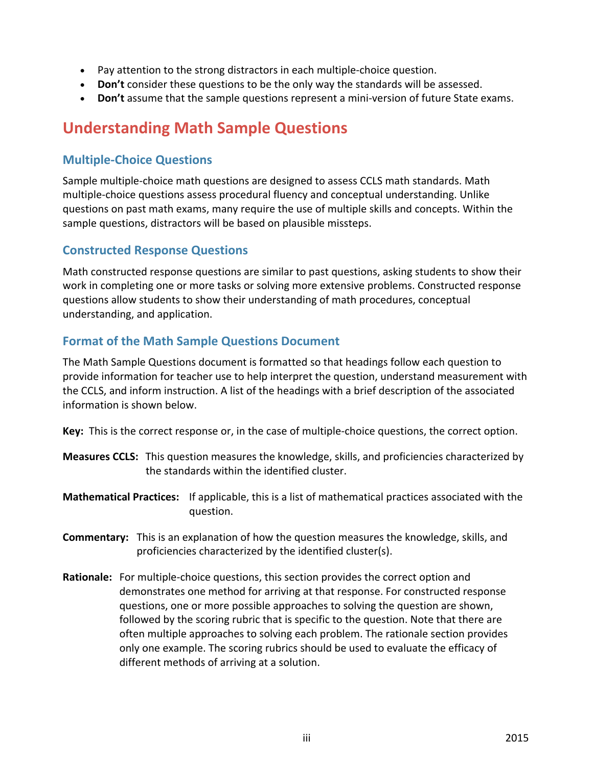- Pay attention to the strong distractors in each multiple-choice question.
- **Don't** consider these questions to be the only way the standards will be assessed.
- **Don't** assume that the sample questions represent a mini-version of future State exams.

## Understanding Math Sample Questions

### Multiple-Choice Questions

Sample multiple-choice math questions are designed to assess CCLS math standards. Math multiple-choice questions assess procedural fluency and conceptual understanding. Unlike questions on past math exams, many require the use of multiple skills and concepts. Within the sample questions, distractors will be based on plausible missteps.

### Constructed Response Questions

Math constructed response questions are similar to past questions, asking students to show their work in completing one or more tasks or solving more extensive problems. Constructed response questions allow students to show their understanding of math procedures, conceptual understanding, and application.

### Format of the Math Sample Questions Document

The Math Sample Questions document is formatted so that headings follow each question to provide information for teacher use to help interpret the question, understand measurement with the CCLS, and inform instruction. A list of the headings with a brief description of the associated information is shown below.

**Key:** This is the correct response or, in the case of multiple-choice questions, the correct option.

**Measures CCLS:** This question measures the knowledge, skills, and proficiencies characterized by the standards within the identified cluster.

**Mathematical Practices:** If applicable, this is a list of mathematical practices associated with the question.

**Commentary:** This is an explanation of how the question measures the knowledge, skills, and proficiencies characterized by the identified cluster(s).

**Rationale:** For multiple-choice questions, this section provides the correct option and demonstrates one method for arriving at that response. For constructed response questions, one or more possible approaches to solving the question are shown, followed by the scoring rubric that is specific to the question. Note that there are often multiple approaches to solving each problem. The rationale section provides only one example. The scoring rubrics should be used to evaluate the efficacy of different methods of arriving at a solution.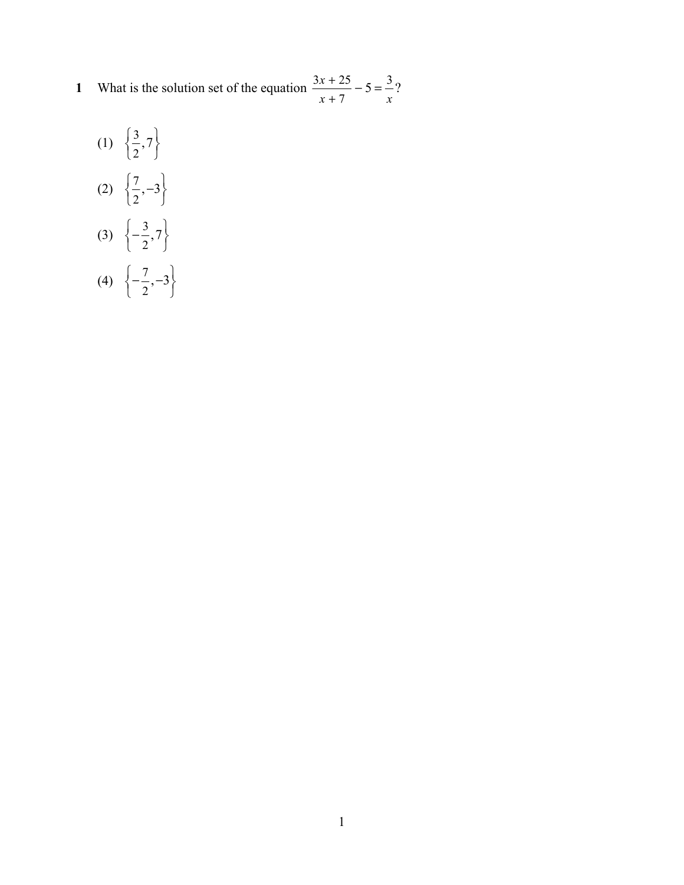**1** What is the solution set of the equation $\frac{3x + 25}{x + 7} - 5 = \frac{3}{x}$?

(1) $\left\{\frac{3}{2}, 7\right\}$

(2) $\left\{\frac{7}{2}, -3\right\}$

(3) $\left\{-\frac{3}{2}, 7\right\}$

(4) $\left\{-\frac{7}{2}, -3\right\}$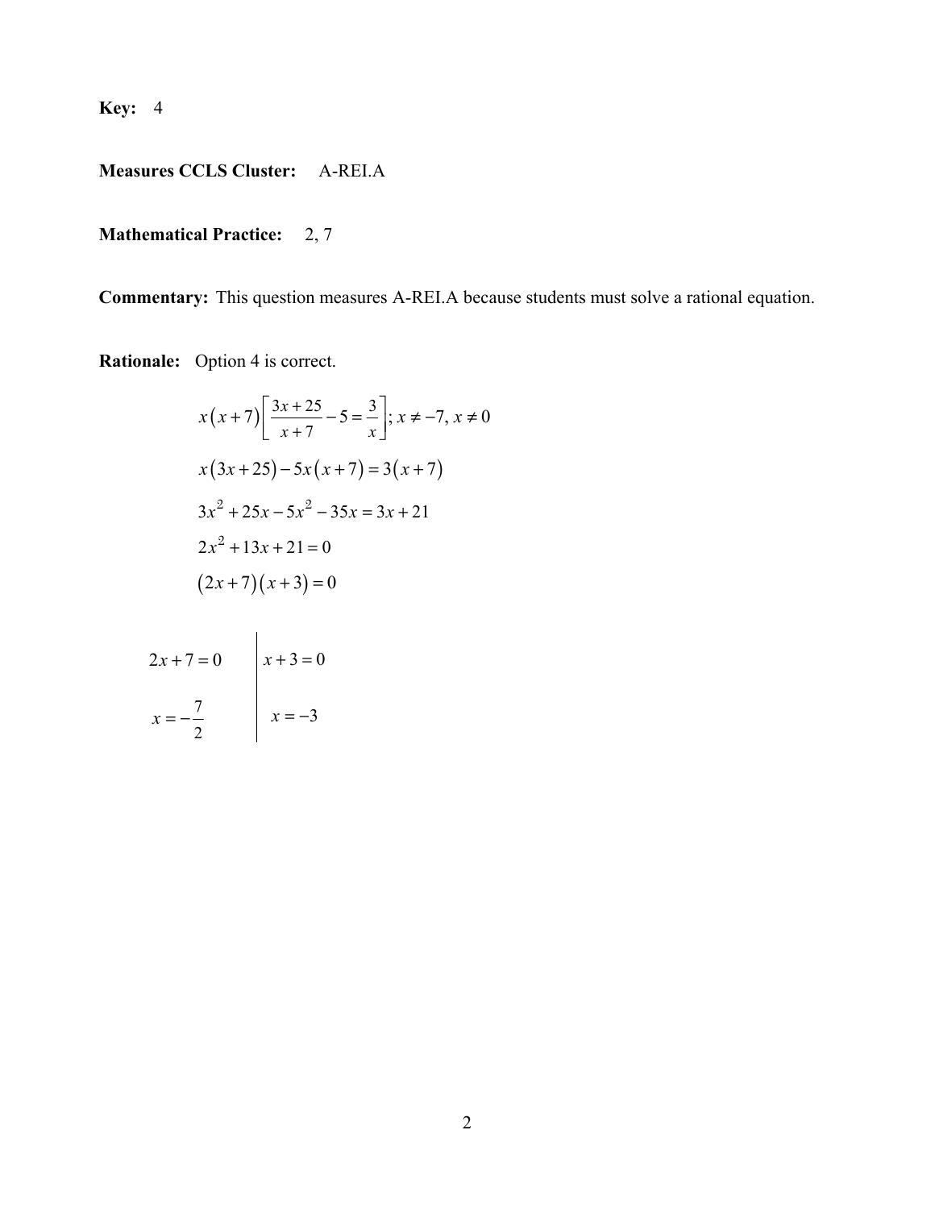**Key:** 4

**Measures CCLS Cluster:** A-REI.A

**Mathematical Practice:** 2, 7

**Commentary:** This question measures A-REI.A because students must solve a rational equation.

**Rationale:** Option 4 is correct.

$$x(x+7)\left[\frac{3x+25}{x+7}-5=\frac{3}{x}\right];\, x \neq -7,\, x \neq 0$$

$$x(3x+25)-5x(x+7)=3(x+7)$$

$$3x^2+25x-5x^2-35x=3x+21$$

$$2x^2+13x+21=0$$

$$(2x+7)(x+3)=0$$

| $2x+7=0$ | $x+3=0$ |
|---|---|
| $x=-\frac{7}{2}$ | $x=-3$ |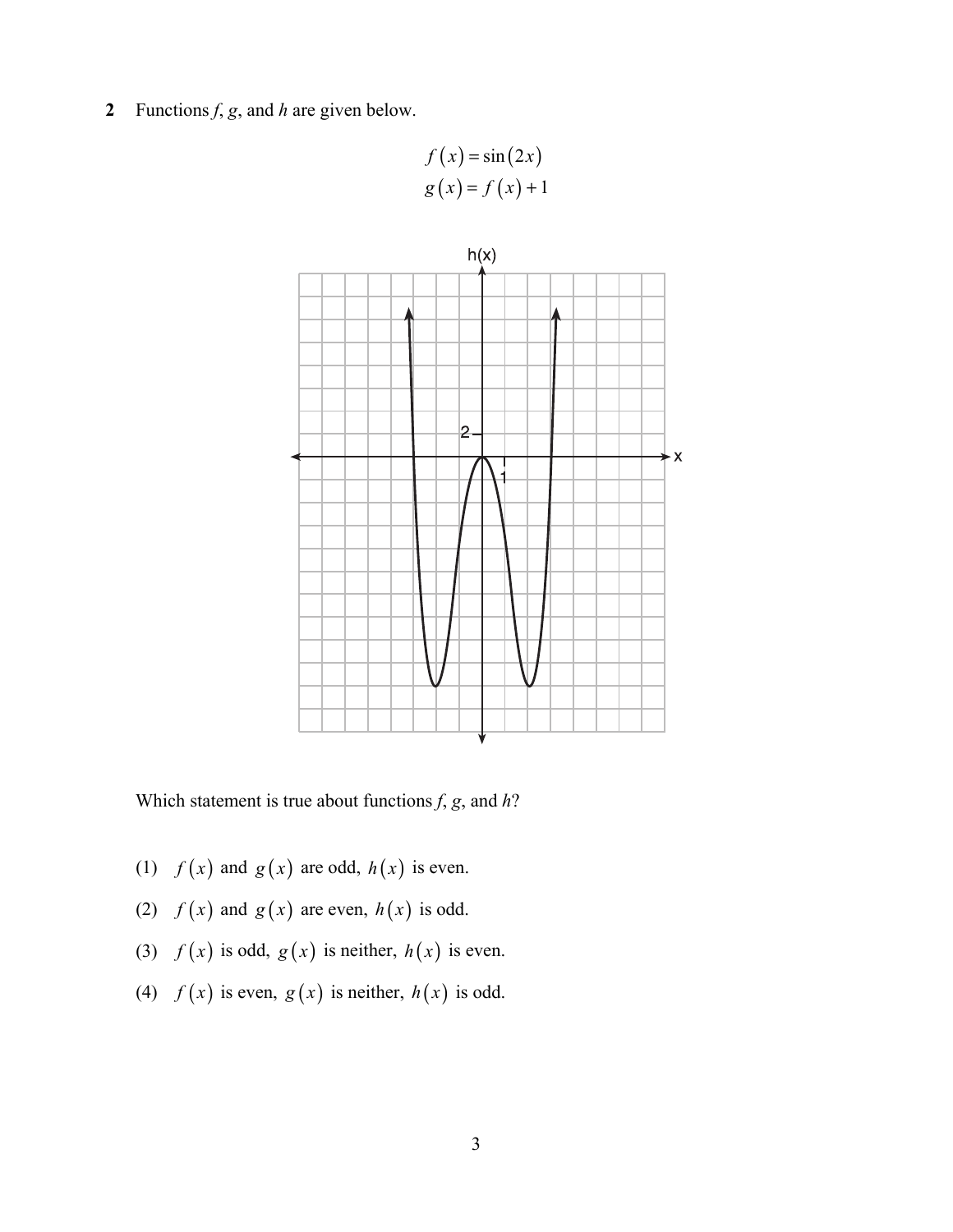**2** Functions $f$, $g$, and $h$ are given below.

$$f(x) = \sin(2x)$$
$$g(x) = f(x) + 1$$

Which statement is true about functions $f$, $g$, and $h$?

(1) $f(x)$ and $g(x)$ are odd, $h(x)$ is even.

(2) $f(x)$ and $g(x)$ are even, $h(x)$ is odd.

(3) $f(x)$ is odd, $g(x)$ is neither, $h(x)$ is even.

(4) $f(x)$ is even, $g(x)$ is neither, $h(x)$ is odd.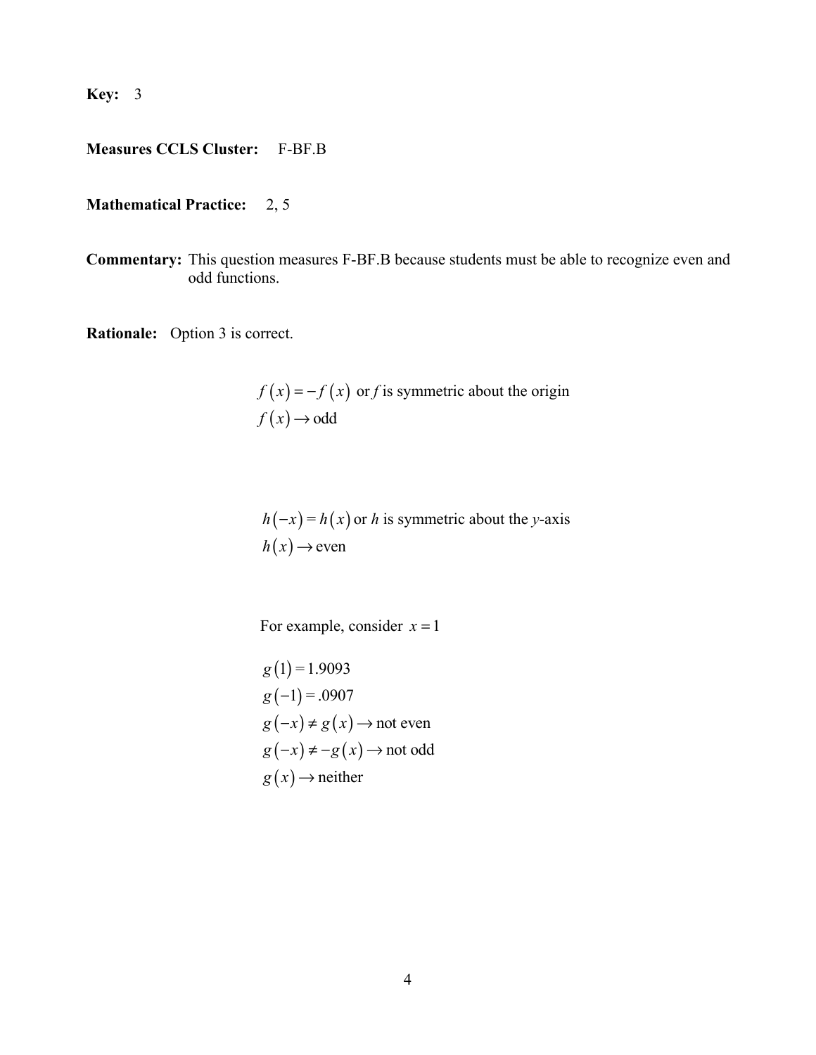**Key:** 3

**Measures CCLS Cluster:** F-BF.B

**Mathematical Practice:** 2, 5

**Commentary:** This question measures F-BF.B because students must be able to recognize even and odd functions.

**Rationale:** Option 3 is correct.

$f(x) = -f(x)$ or *f* is symmetric about the origin
$f(x) \rightarrow \text{odd}$

$h(-x) = h(x)$ or *h* is symmetric about the *y*-axis
$h(x) \rightarrow \text{even}$

For example, consider $x = 1$

$g(1) = 1.9093$
$g(-1) = .0907$
$g(-x) \neq g(x) \rightarrow \text{not even}$
$g(-x) \neq -g(x) \rightarrow \text{not odd}$
$g(x) \rightarrow \text{neither}$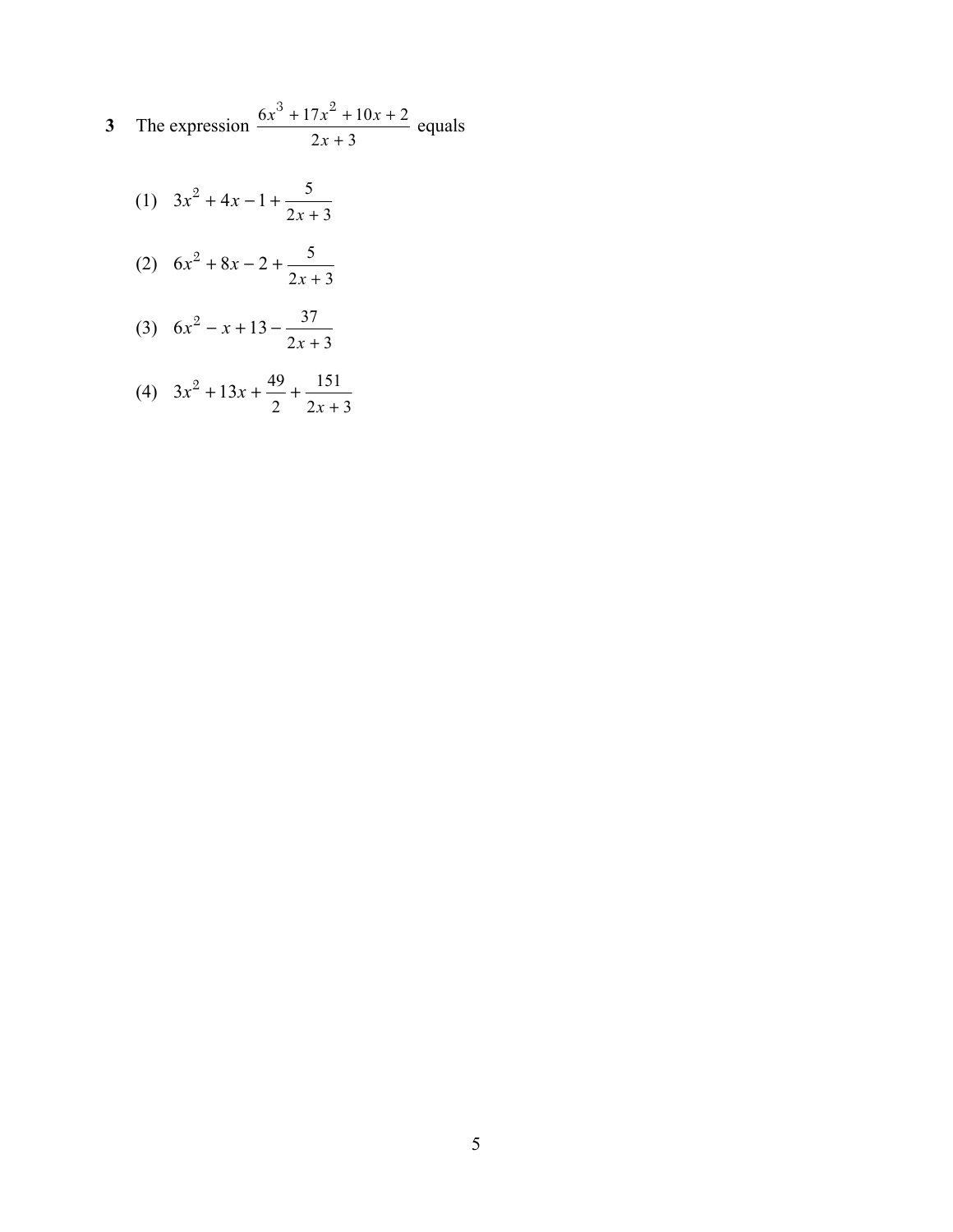**3** The expression $\dfrac{6x^3 + 17x^2 + 10x + 2}{2x + 3}$ equals

(1) $3x^2 + 4x - 1 + \dfrac{5}{2x + 3}$

(2) $6x^2 + 8x - 2 + \dfrac{5}{2x + 3}$

(3) $6x^2 - x + 13 - \dfrac{37}{2x + 3}$

(4) $3x^2 + 13x + \dfrac{49}{2} + \dfrac{151}{2x + 3}$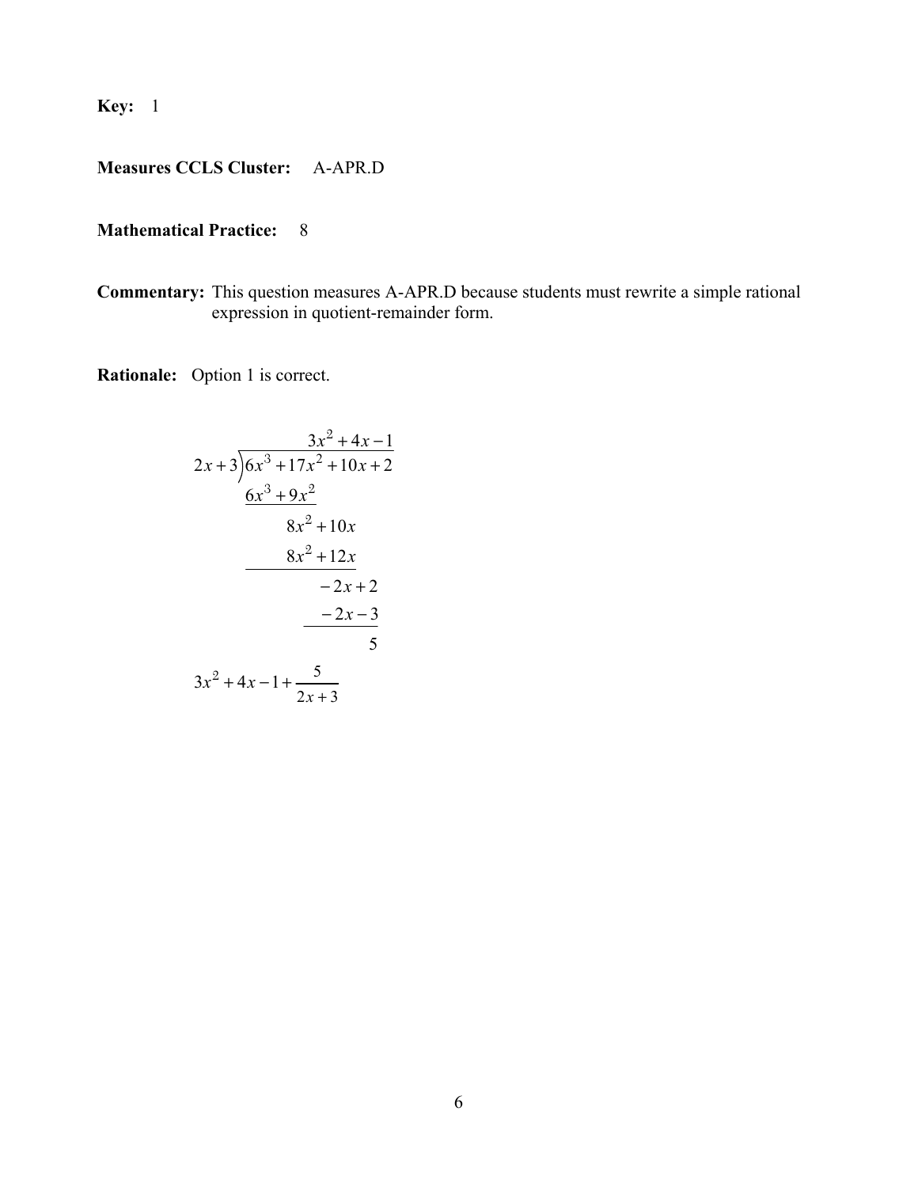**Key:** 1

**Measures CCLS Cluster:** A-APR.D

**Mathematical Practice:** 8

**Commentary:** This question measures A-APR.D because students must rewrite a simple rational expression in quotient-remainder form.

**Rationale:** Option 1 is correct.

$$
\begin{array}{r}
3x^2+4x-1 \\
2x+3\overline{\smash{\big)}\,6x^3+17x^2+10x+2} \\
\underline{6x^3+9x^2} \qquad\qquad \\
8x^2+10x \quad\;\; \\
\underline{8x^2+12x} \quad\;\; \\
-2x+2 \\
\underline{-2x-3} \\
5
\end{array}
$$

$$3x^2+4x-1+\frac{5}{2x+3}$$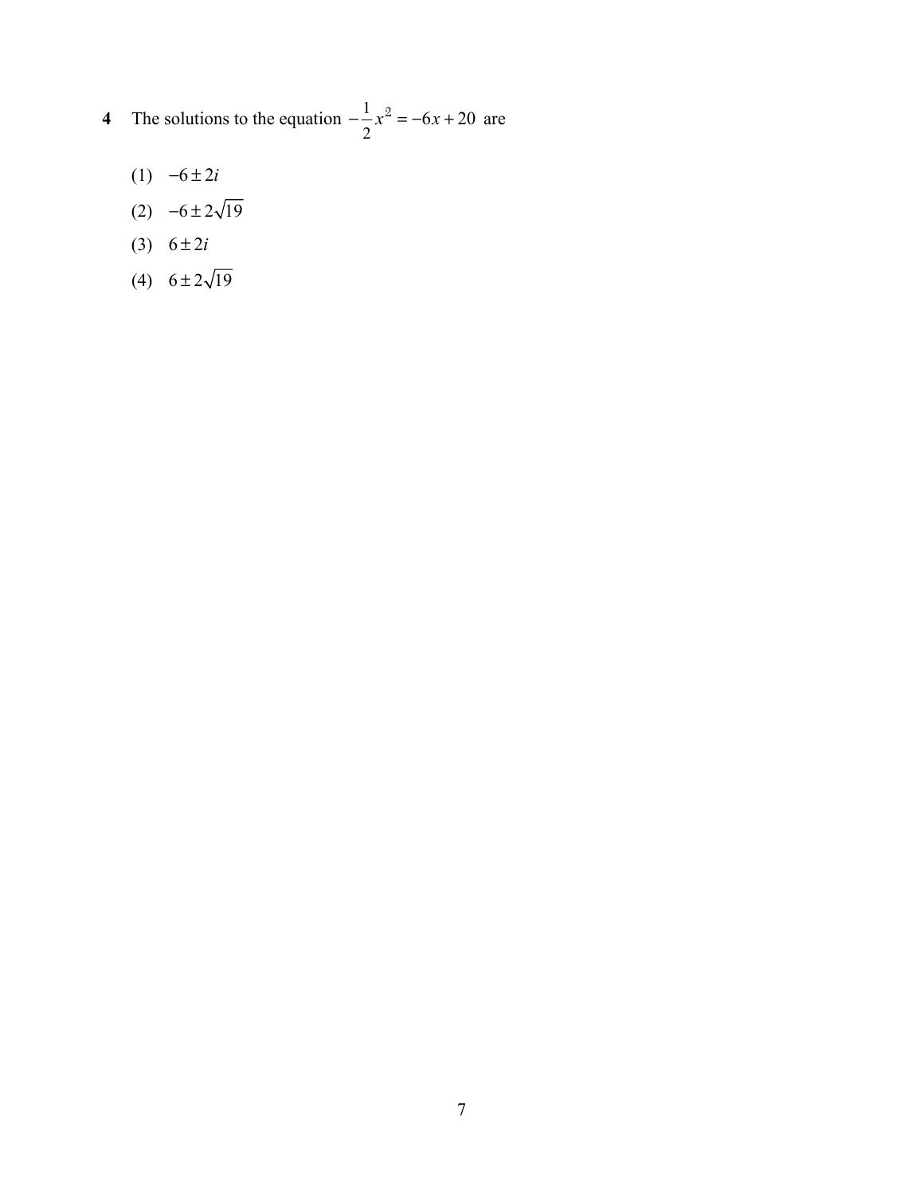**4** The solutions to the equation $-\frac{1}{2}x^2 = -6x + 20$ are

(1) $-6 \pm 2i$

(2) $-6 \pm 2\sqrt{19}$

(3) $6 \pm 2i$

(4) $6 \pm 2\sqrt{19}$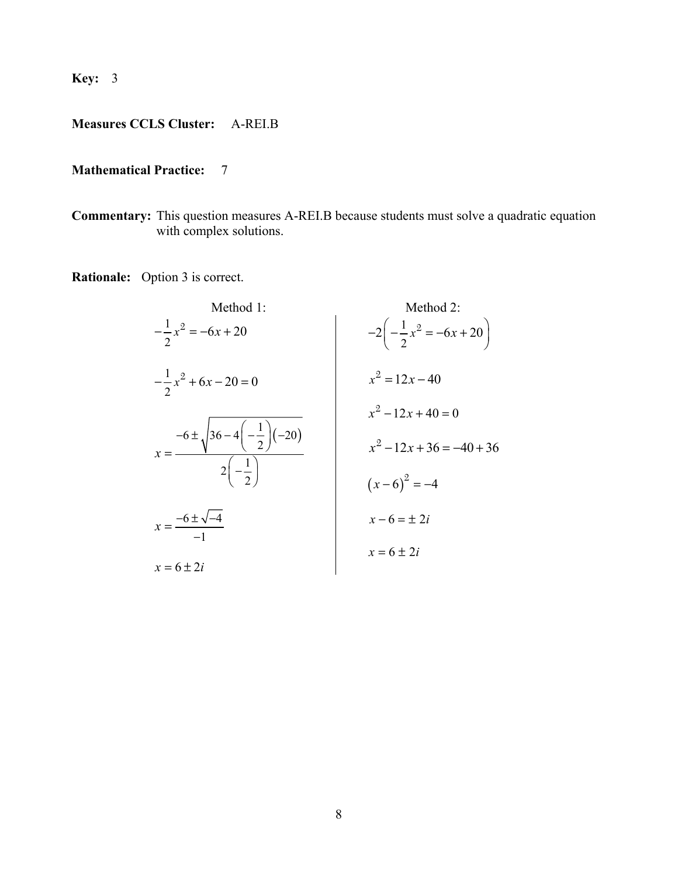**Key:** 3

**Measures CCLS Cluster:** A-REI.B

**Mathematical Practice:** 7

**Commentary:** This question measures A-REI.B because students must solve a quadratic equation with complex solutions.

**Rationale:** Option 3 is correct.

Method 1:

$$-\frac{1}{2}x^2 = -6x + 20$$

$$-\frac{1}{2}x^2 + 6x - 20 = 0$$

$$x = \frac{-6 \pm \sqrt{36 - 4\left(-\frac{1}{2}\right)(-20)}}{2\left(-\frac{1}{2}\right)}$$

$$x = \frac{-6 \pm \sqrt{-4}}{-1}$$

$$x = 6 \pm 2i$$

Method 2:

$$-2\left(-\frac{1}{2}x^2 = -6x + 20\right)$$

$$x^2 = 12x - 40$$

$$x^2 - 12x + 40 = 0$$

$$x^2 - 12x + 36 = -40 + 36$$

$$(x-6)^2 = -4$$

$$x - 6 = \pm 2i$$

$$x = 6 \pm 2i$$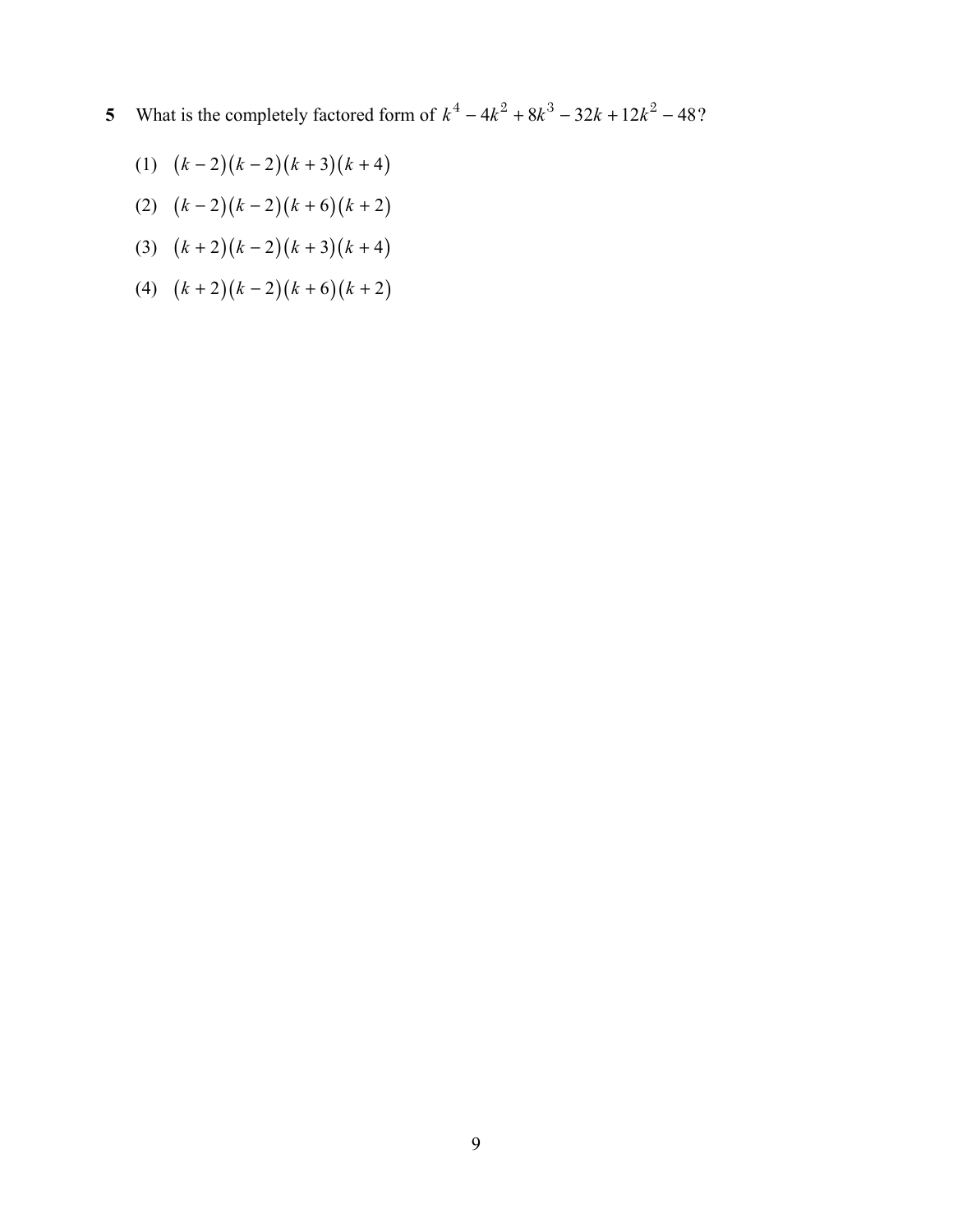**5** What is the completely factored form of $k^4 - 4k^2 + 8k^3 - 32k + 12k^2 - 48$?

(1) $(k-2)(k-2)(k+3)(k+4)$

(2) $(k-2)(k-2)(k+6)(k+2)$

(3) $(k+2)(k-2)(k+3)(k+4)$

(4) $(k+2)(k-2)(k+6)(k+2)$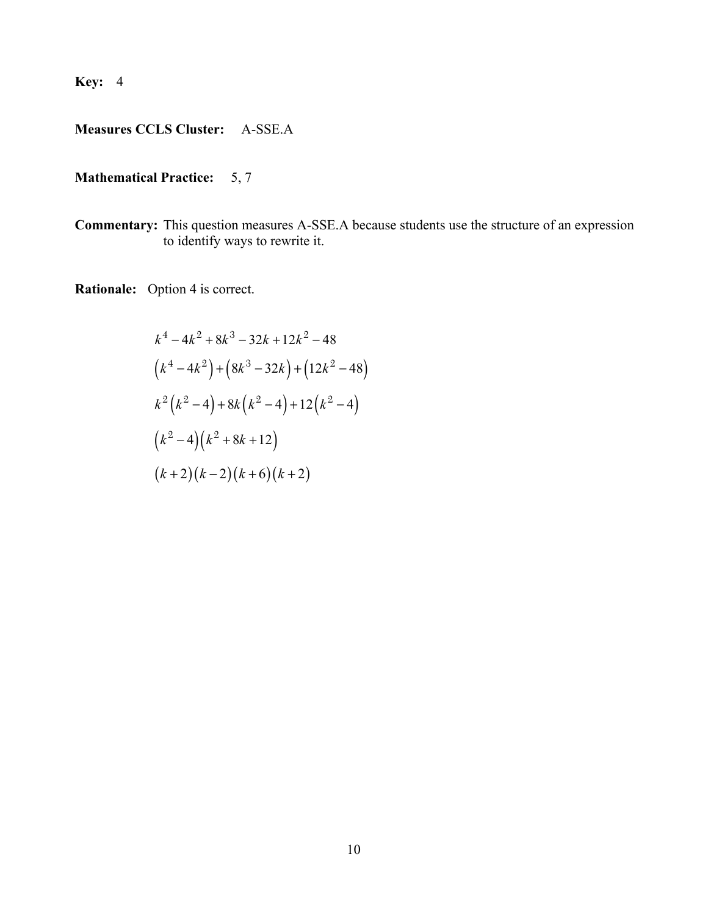**Key:** 4

**Measures CCLS Cluster:** A-SSE.A

**Mathematical Practice:** 5, 7

**Commentary:** This question measures A-SSE.A because students use the structure of an expression to identify ways to rewrite it.

**Rationale:** Option 4 is correct.

$$k^4 - 4k^2 + 8k^3 - 32k + 12k^2 - 48$$

$$\left(k^4 - 4k^2\right) + \left(8k^3 - 32k\right) + \left(12k^2 - 48\right)$$

$$k^2\left(k^2 - 4\right) + 8k\left(k^2 - 4\right) + 12\left(k^2 - 4\right)$$

$$\left(k^2 - 4\right)\left(k^2 + 8k + 12\right)$$

$$\left(k+2\right)\left(k-2\right)\left(k+6\right)\left(k+2\right)$$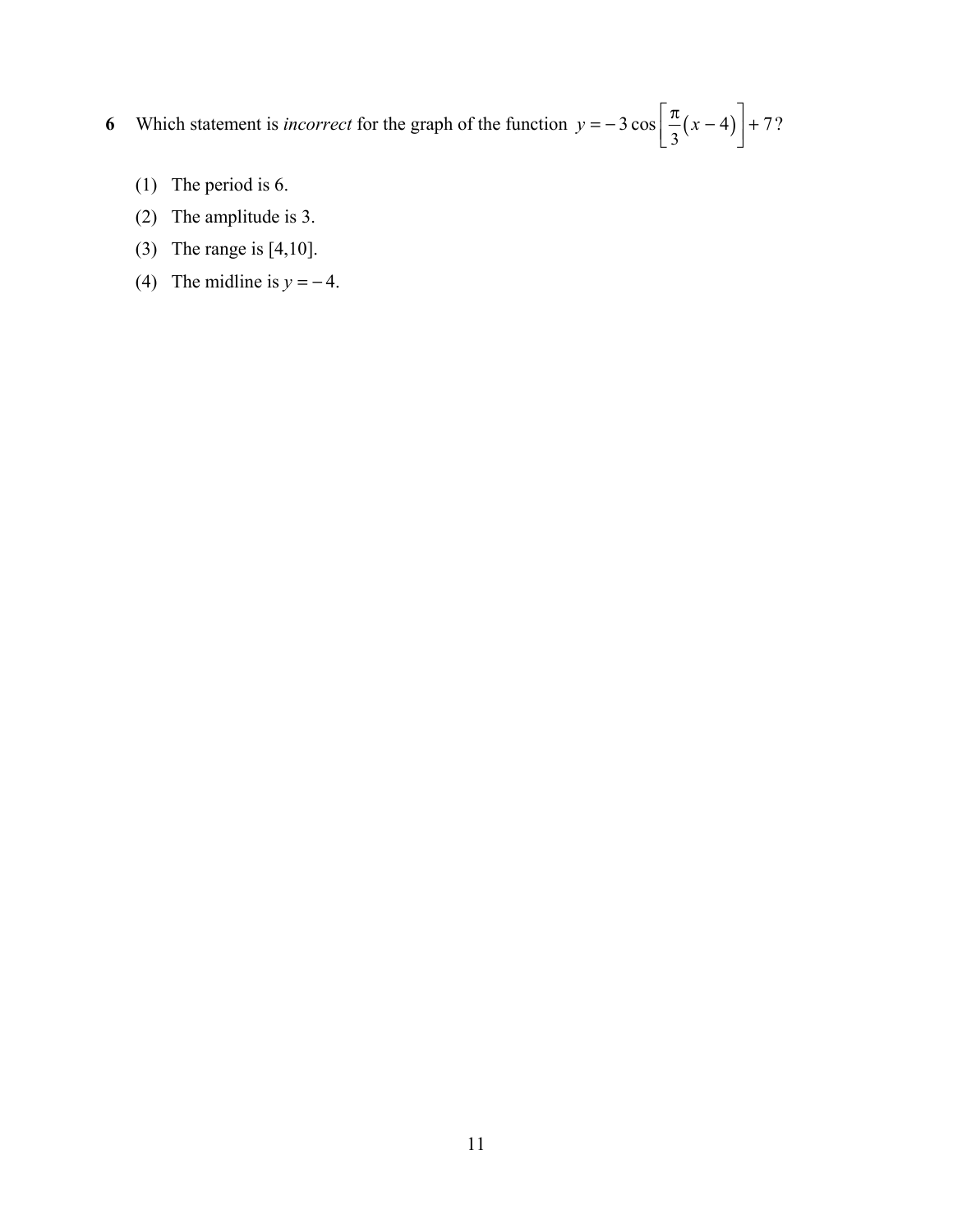**6** Which statement is *incorrect* for the graph of the function $y = -3\cos\left[\frac{\pi}{3}(x-4)\right] + 7$?

(1) The period is 6.

(2) The amplitude is 3.

(3) The range is [4,10].

(4) The midline is $y = -4$.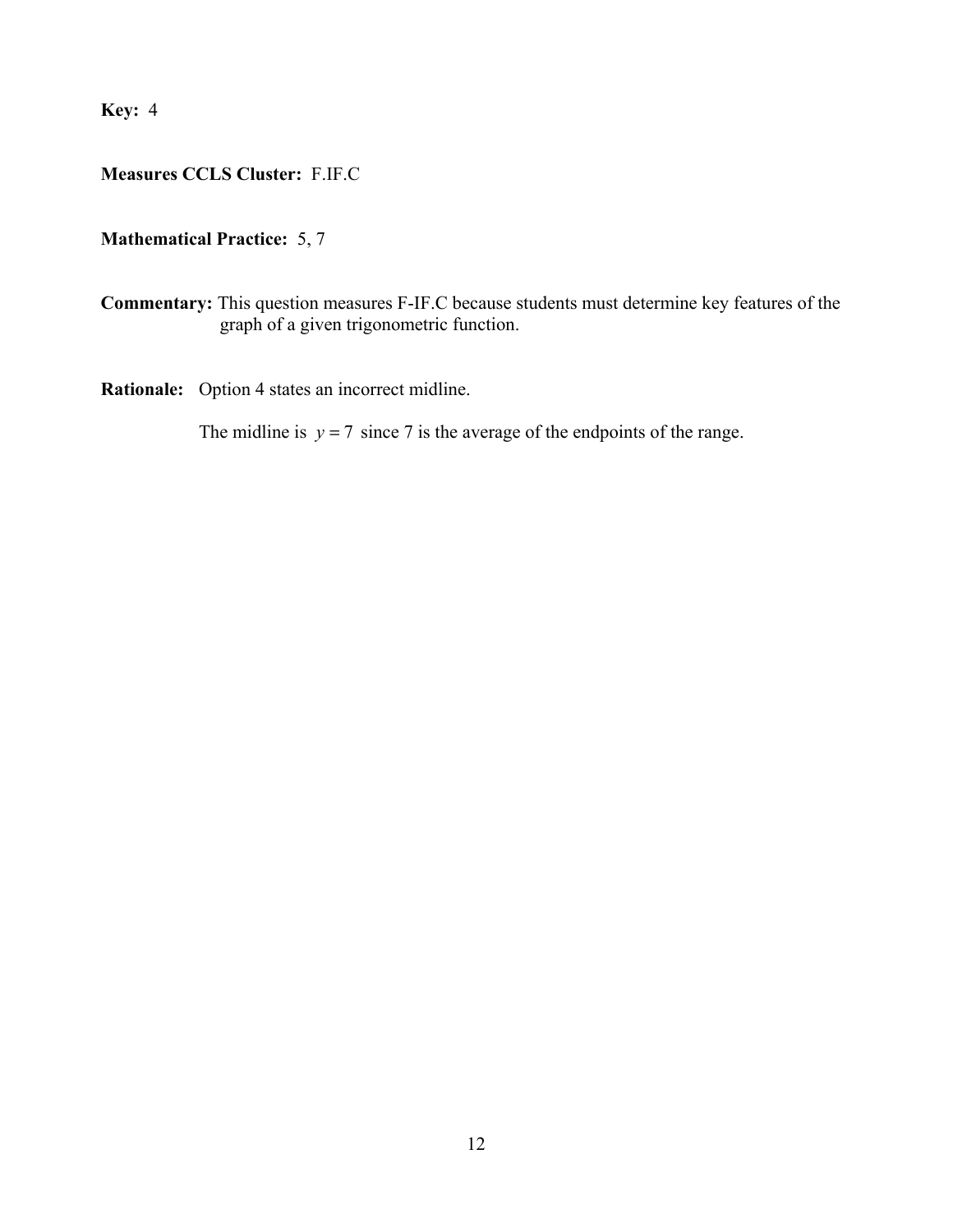**Key:** 4

**Measures CCLS Cluster:** F.IF.C

**Mathematical Practice:** 5, 7

**Commentary:** This question measures F-IF.C because students must determine key features of the graph of a given trigonometric function.

**Rationale:** Option 4 states an incorrect midline.

The midline is $y = 7$ since 7 is the average of the endpoints of the range.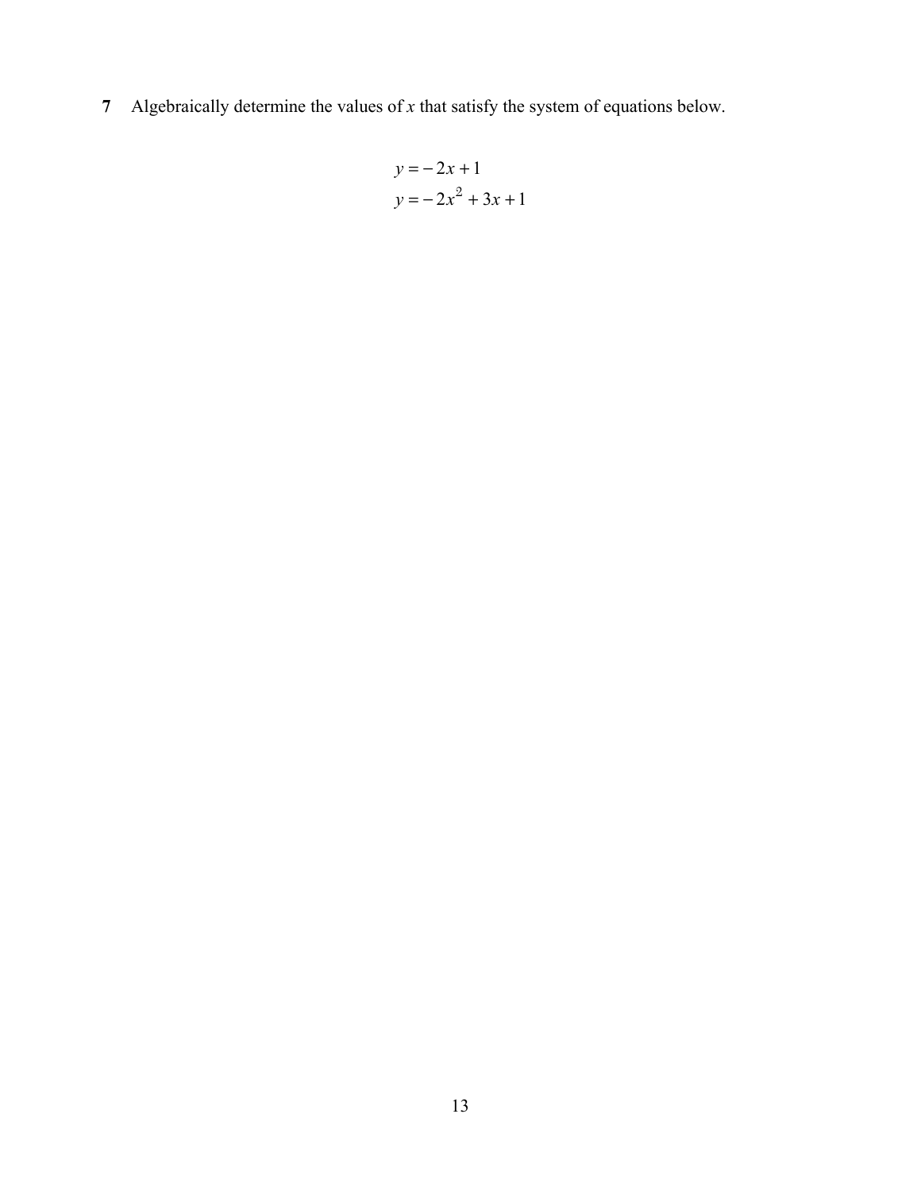**7** Algebraically determine the values of $x$ that satisfy the system of equations below.

$$y = -2x + 1$$
$$y = -2x^2 + 3x + 1$$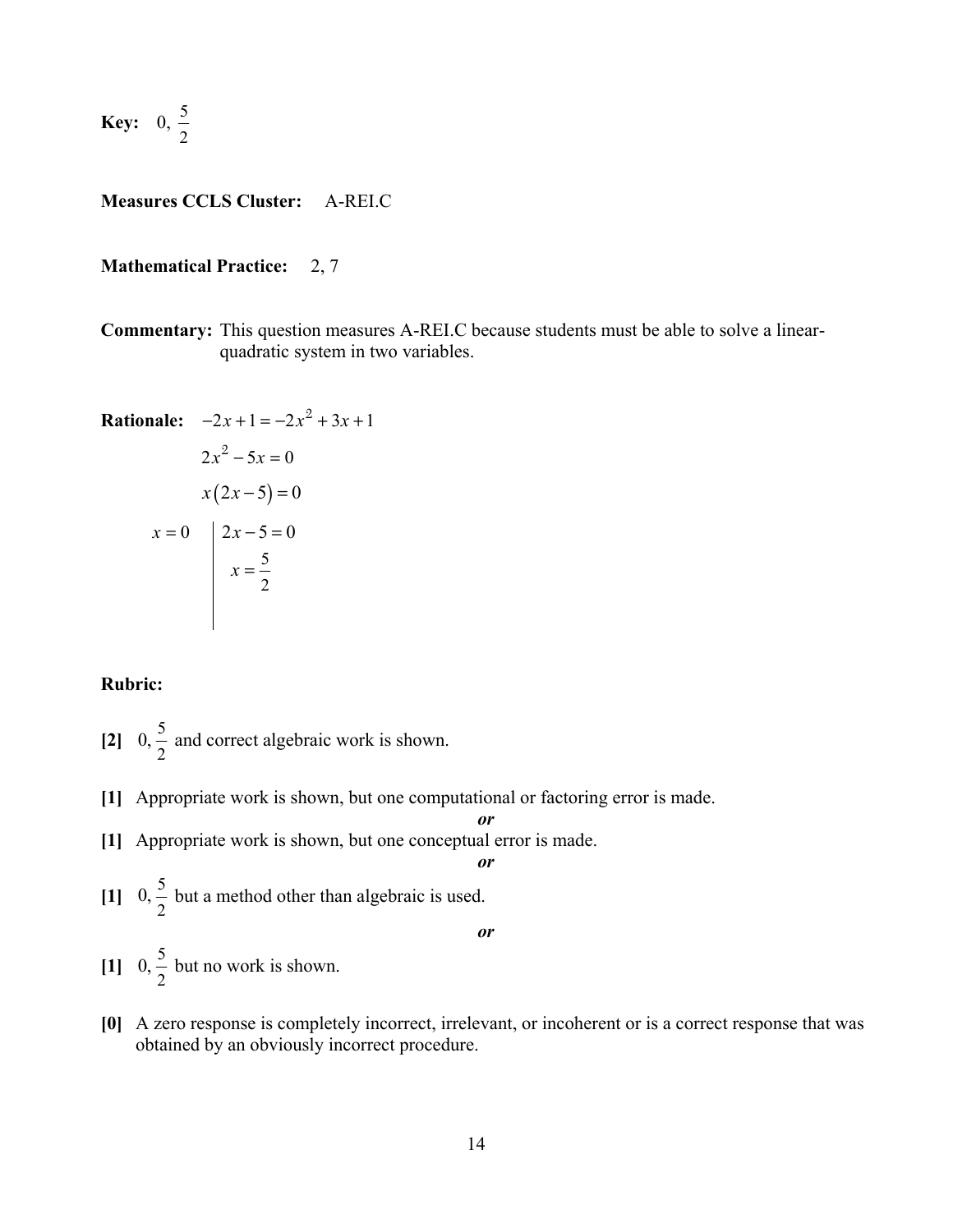**Key:** $0, \frac{5}{2}$

**Measures CCLS Cluster:** A-REI.C

**Mathematical Practice:** 2, 7

**Commentary:** This question measures A-REI.C because students must be able to solve a linear-quadratic system in two variables.

**Rationale:** $-2x + 1 = -2x^2 + 3x + 1$

$$2x^2 - 5x = 0$$

$$x(2x - 5) = 0$$

$$x = 0 \quad \Big| \quad 2x - 5 = 0$$

$$x = \frac{5}{2}$$

**Rubric:**

**[2]** $0, \frac{5}{2}$ and correct algebraic work is shown.

**[1]** Appropriate work is shown, but one computational or factoring error is made.

***or***

**[1]** Appropriate work is shown, but one conceptual error is made.

***or***

**[1]** $0, \frac{5}{2}$ but a method other than algebraic is used.

***or***

**[1]** $0, \frac{5}{2}$ but no work is shown.

**[0]** A zero response is completely incorrect, irrelevant, or incoherent or is a correct response that was obtained by an obviously incorrect procedure.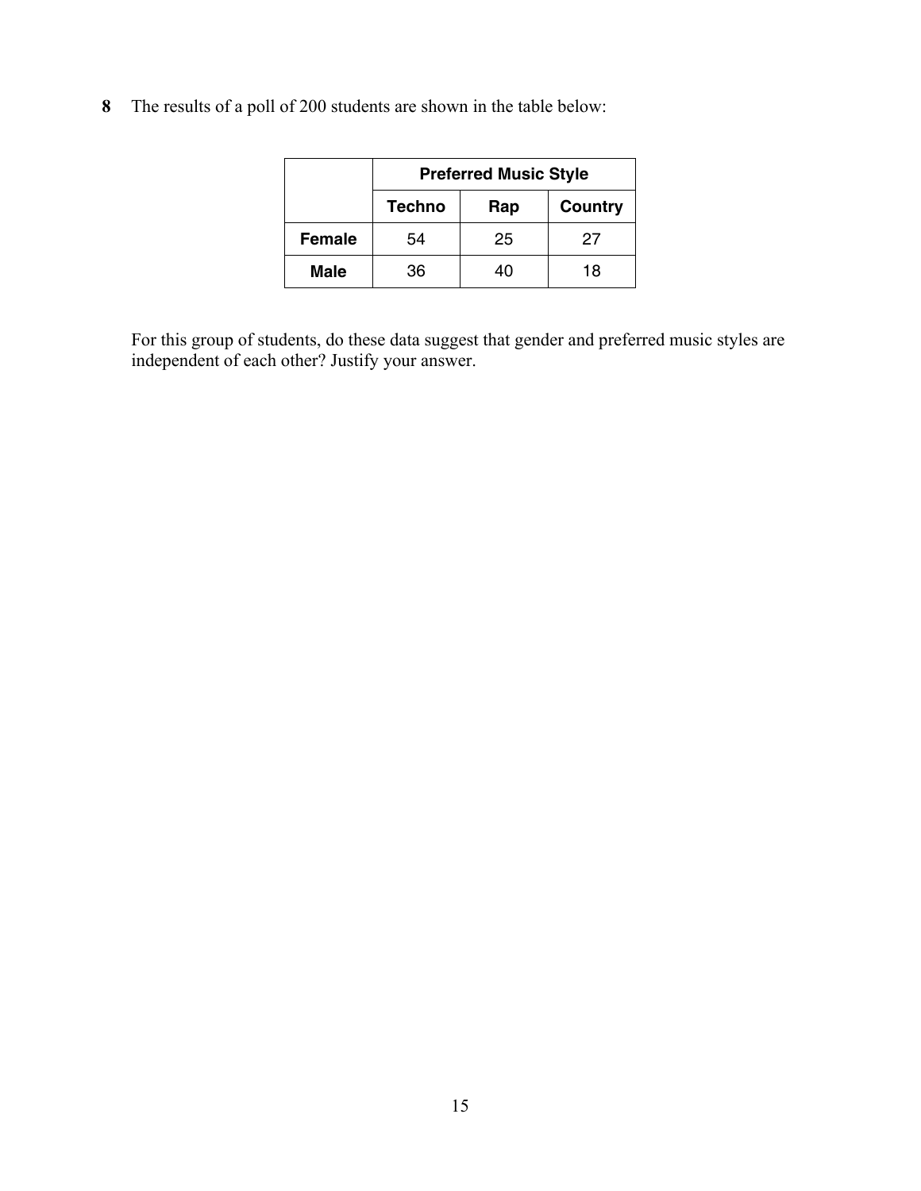**8** The results of a poll of 200 students are shown in the table below:

| | Preferred Music Style | | |
|---|---|---|---|
| | **Techno** | **Rap** | **Country** |
| **Female** | 54 | 25 | 27 |
| **Male** | 36 | 40 | 18 |

For this group of students, do these data suggest that gender and preferred music styles are independent of each other? Justify your answer.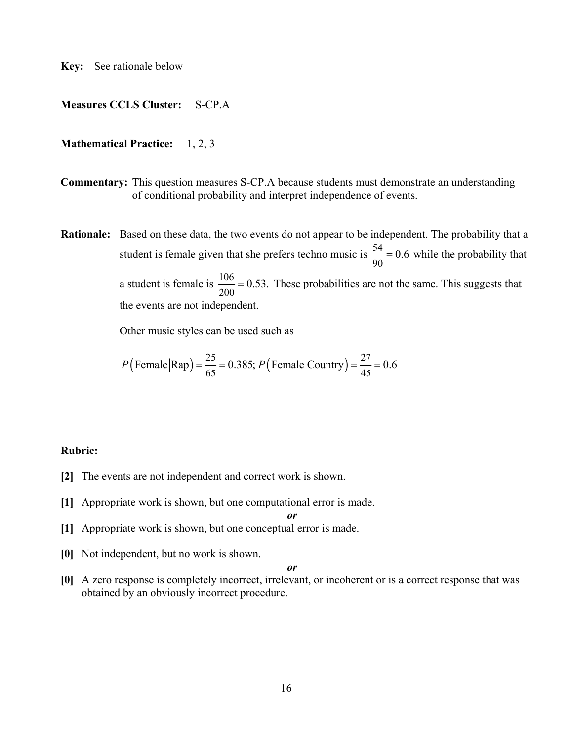**Key:** See rationale below

**Measures CCLS Cluster:** S-CP.A

**Mathematical Practice:** 1, 2, 3

**Commentary:** This question measures S-CP.A because students must demonstrate an understanding of conditional probability and interpret independence of events.

**Rationale:** Based on these data, the two events do not appear to be independent. The probability that a student is female given that she prefers techno music is $\frac{54}{90} = 0.6$ while the probability that a student is female is $\frac{106}{200} = 0.53$. These probabilities are not the same. This suggests that the events are not independent.

Other music styles can be used such as

$$P(\text{Female}|\text{Rap}) = \frac{25}{65} = 0.385; \ P(\text{Female}|\text{Country}) = \frac{27}{45} = 0.6$$

**Rubric:**

**[2]** The events are not independent and correct work is shown.

**[1]** Appropriate work is shown, but one computational error is made.

***or***

**[1]** Appropriate work is shown, but one conceptual error is made.

**[0]** Not independent, but no work is shown.

***or***

**[0]** A zero response is completely incorrect, irrelevant, or incoherent or is a correct response that was obtained by an obviously incorrect procedure.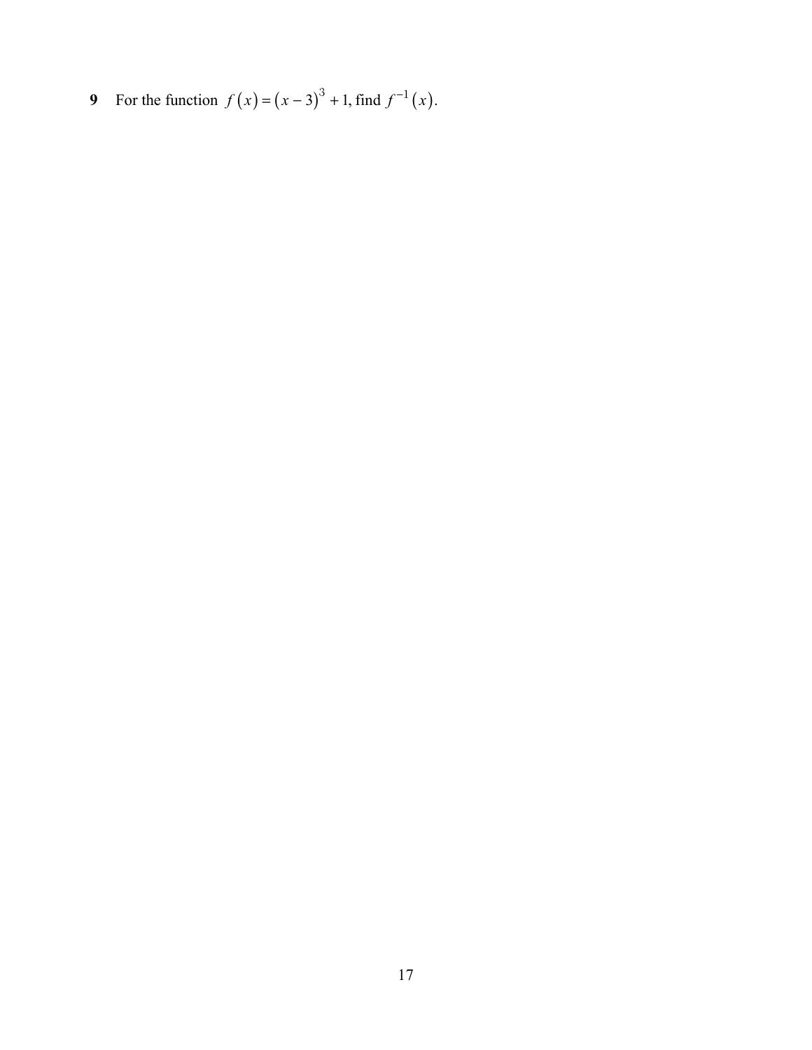**9** For the function $f(x) = (x - 3)^3 + 1$, find $f^{-1}(x)$.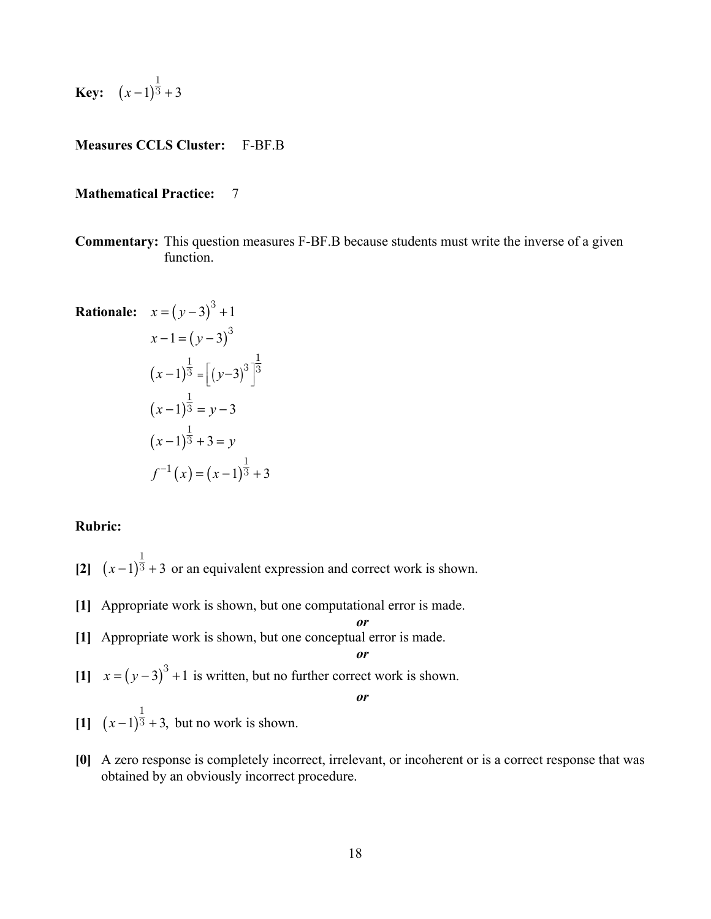**Key:** $(x-1)^{\frac{1}{3}}+3$

**Measures CCLS Cluster:** F-BF.B

**Mathematical Practice:** 7

**Commentary:** This question measures F-BF.B because students must write the inverse of a given function.

**Rationale:**

$$x=(y-3)^3+1$$

$$x-1=(y-3)^3$$

$$(x-1)^{\frac{1}{3}}=\left[(y-3)^3\right]^{\frac{1}{3}}$$

$$(x-1)^{\frac{1}{3}}=y-3$$

$$(x-1)^{\frac{1}{3}}+3=y$$

$$f^{-1}(x)=(x-1)^{\frac{1}{3}}+3$$

**Rubric:**

**[2]** $(x-1)^{\frac{1}{3}}+3$ or an equivalent expression and correct work is shown.

**[1]** Appropriate work is shown, but one computational error is made.

*or*

**[1]** Appropriate work is shown, but one conceptual error is made.

*or*

**[1]** $x=(y-3)^3+1$ is written, but no further correct work is shown.

*or*

**[1]** $(x-1)^{\frac{1}{3}}+3$, but no work is shown.

**[0]** A zero response is completely incorrect, irrelevant, or incoherent or is a correct response that was obtained by an obviously incorrect procedure.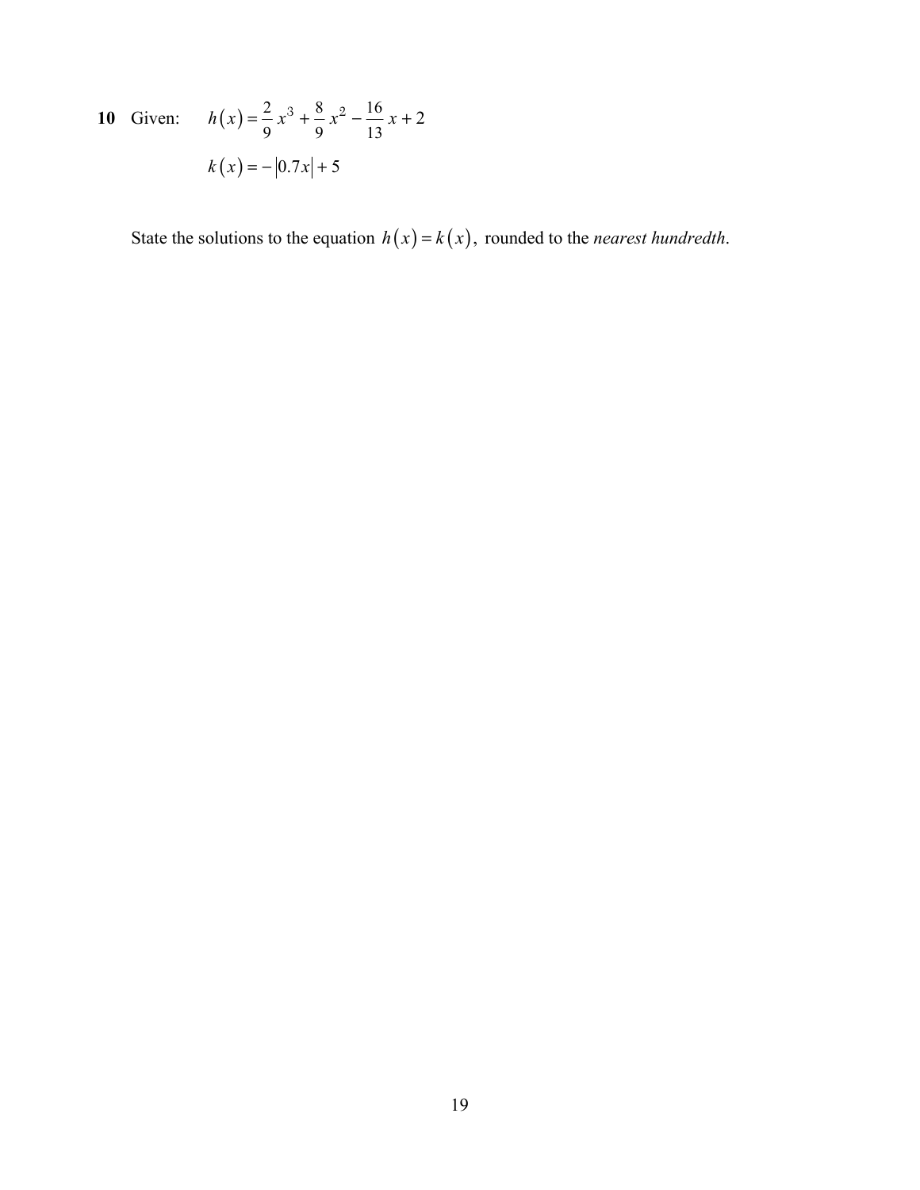**10** Given: $h(x) = \frac{2}{9}x^3 + \frac{8}{9}x^2 - \frac{16}{13}x + 2$

$k(x) = -|0.7x| + 5$

State the solutions to the equation $h(x) = k(x)$, rounded to the *nearest hundredth*.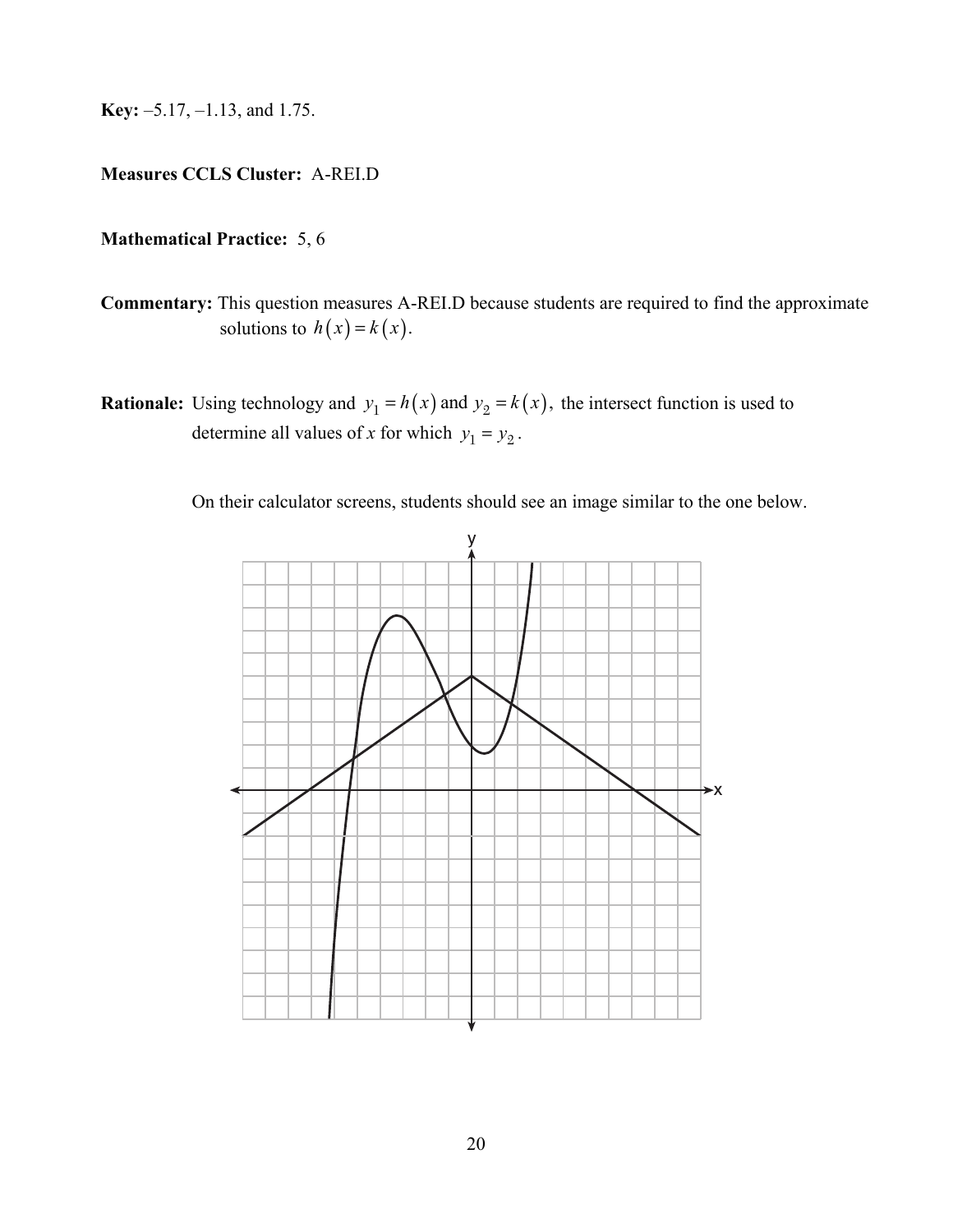**Key:** –5.17, –1.13, and 1.75.

**Measures CCLS Cluster:** A-REI.D

**Mathematical Practice:** 5, 6

**Commentary:** This question measures A-REI.D because students are required to find the approximate solutions to $h(x) = k(x)$.

**Rationale:** Using technology and $y_1 = h(x)$ and $y_2 = k(x)$, the intersect function is used to determine all values of $x$ for which $y_1 = y_2$.

On their calculator screens, students should see an image similar to the one below.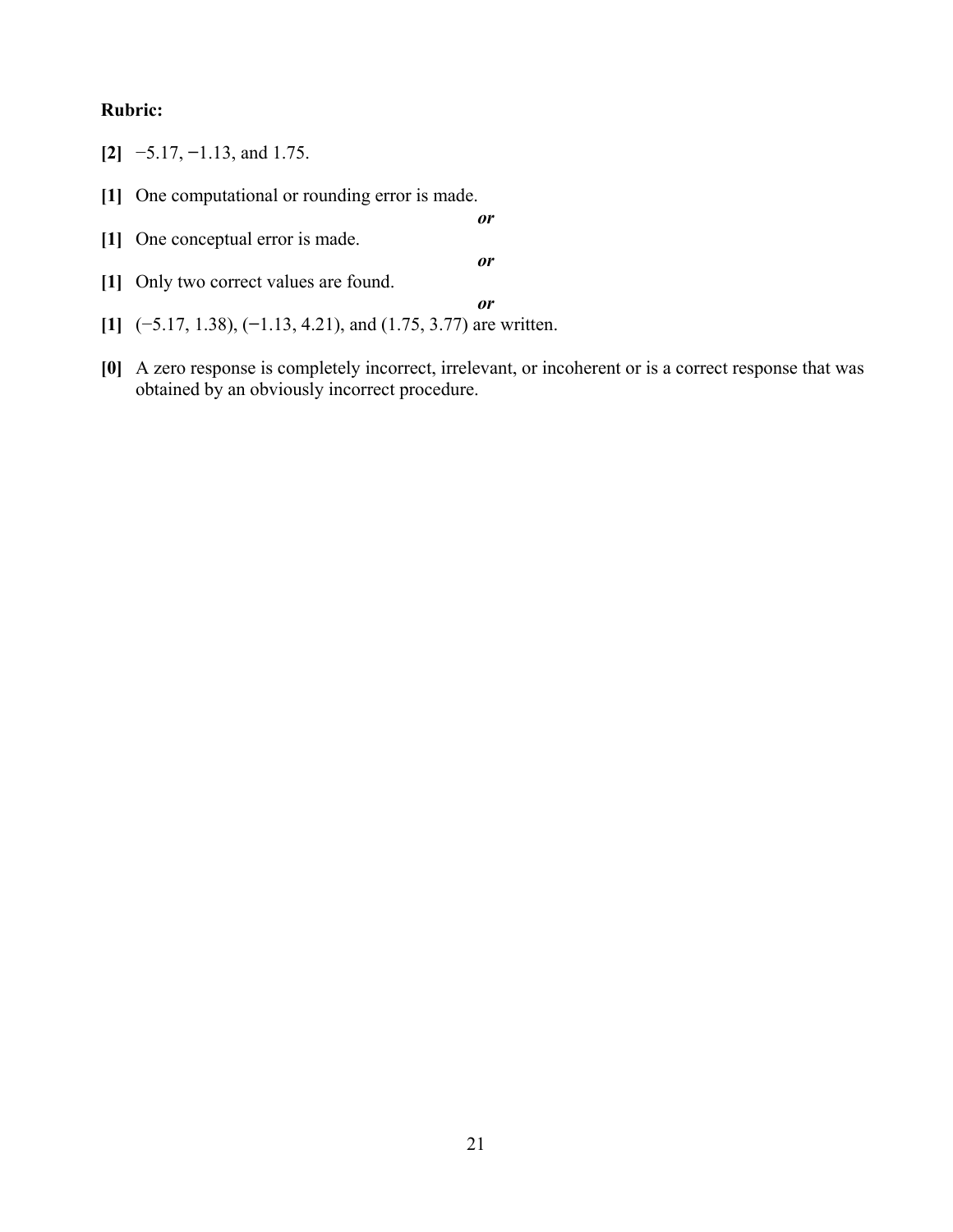**Rubric:**

**[2]** $-5.17$, $-1.13$, and $1.75$.

**[1]** One computational or rounding error is made.

*or*

**[1]** One conceptual error is made.

*or*

**[1]** Only two correct values are found.

*or*

**[1]** $(-5.17, 1.38)$, $(-1.13, 4.21)$, and $(1.75, 3.77)$ are written.

**[0]** A zero response is completely incorrect, irrelevant, or incoherent or is a correct response that was obtained by an obviously incorrect procedure.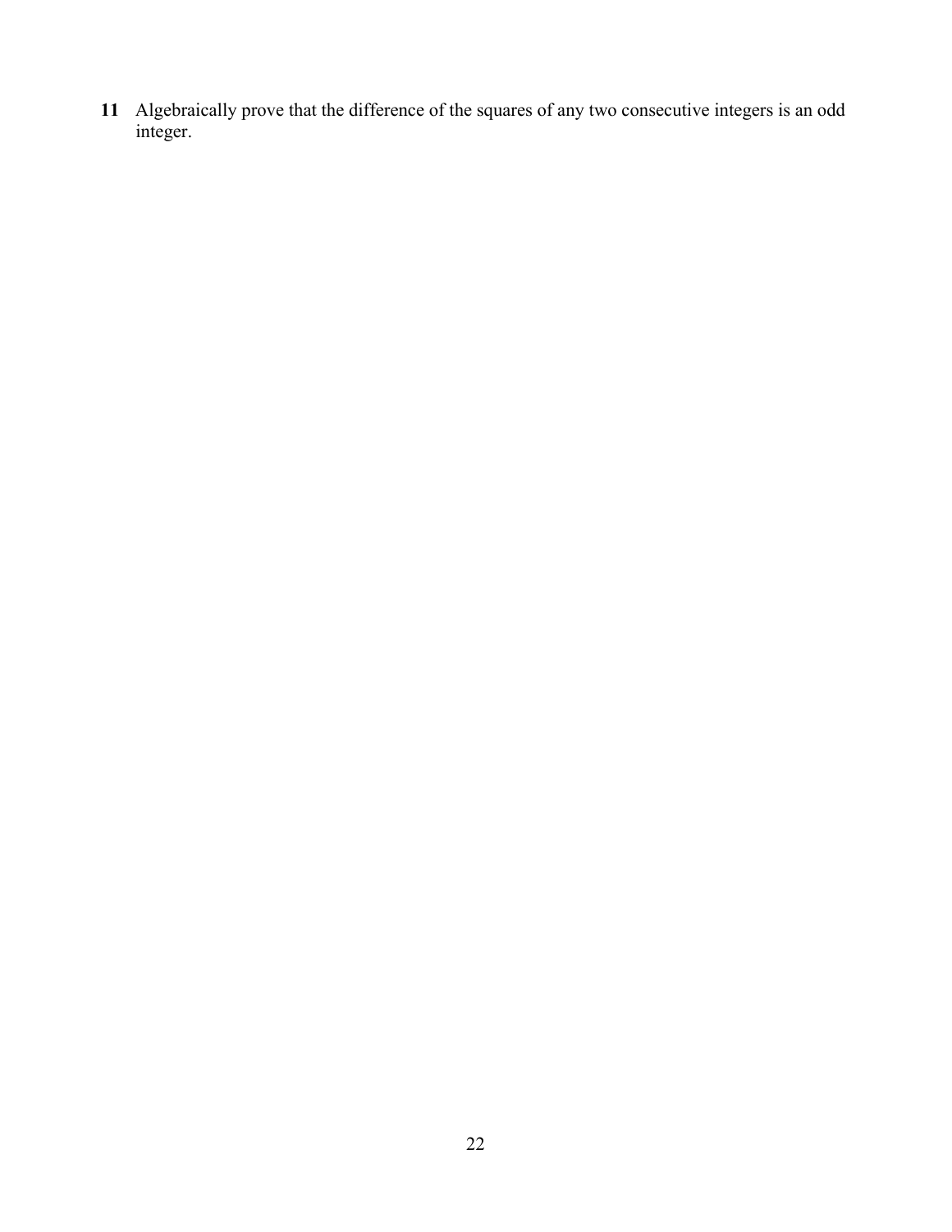**11** Algebraically prove that the difference of the squares of any two consecutive integers is an odd integer.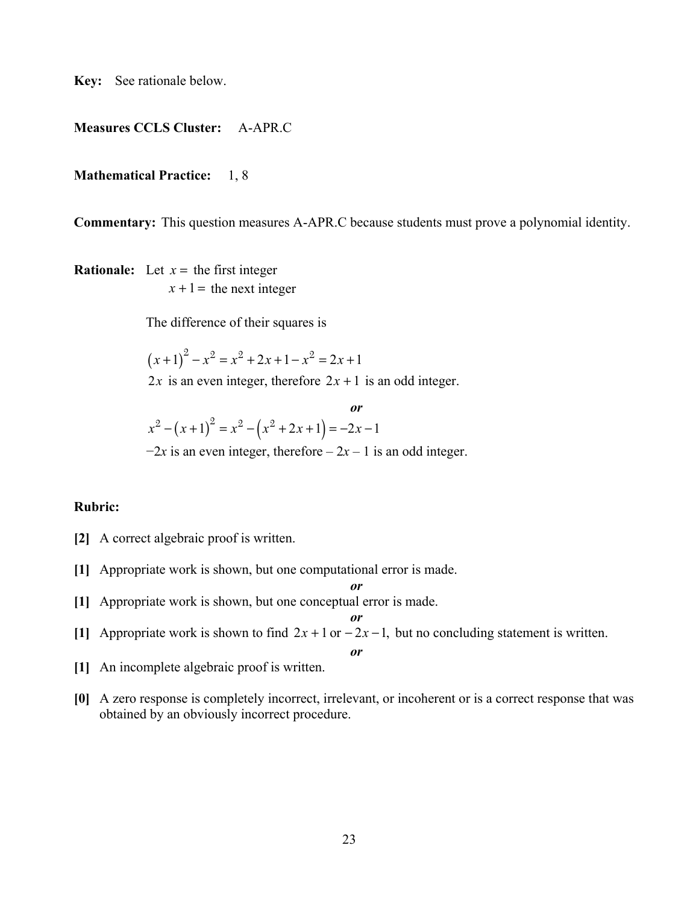**Key:** See rationale below.

**Measures CCLS Cluster:** A-APR.C

**Mathematical Practice:** 1, 8

**Commentary:** This question measures A-APR.C because students must prove a polynomial identity.

**Rationale:** Let $x =$ the first integer
$x + 1 =$ the next integer

The difference of their squares is

$(x+1)^2 - x^2 = x^2 + 2x + 1 - x^2 = 2x + 1$
$2x$ is an even integer, therefore $2x + 1$ is an odd integer.

***or***

$x^2 - (x+1)^2 = x^2 - (x^2 + 2x + 1) = -2x - 1$
$-2x$ is an even integer, therefore $-2x - 1$ is an odd integer.

**Rubric:**

**[2]** A correct algebraic proof is written.

**[1]** Appropriate work is shown, but one computational error is made.

***or***

**[1]** Appropriate work is shown, but one conceptual error is made.

***or***

**[1]** Appropriate work is shown to find $2x + 1$ or $-2x - 1$, but no concluding statement is written.

***or***

**[1]** An incomplete algebraic proof is written.

**[0]** A zero response is completely incorrect, irrelevant, or incoherent or is a correct response that was obtained by an obviously incorrect procedure.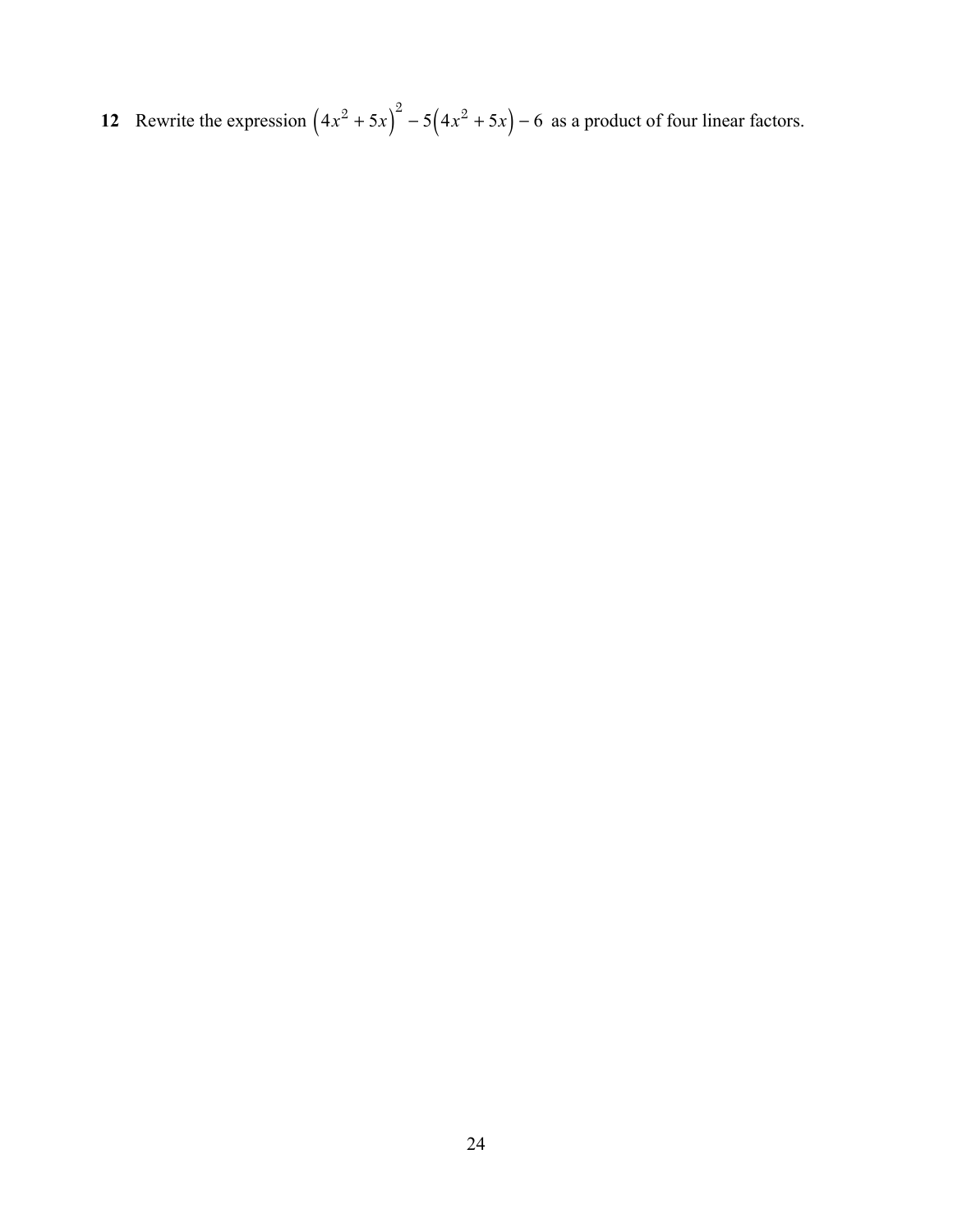**12** Rewrite the expression $\left(4x^2 + 5x\right)^2 - 5\left(4x^2 + 5x\right) - 6$ as a product of four linear factors.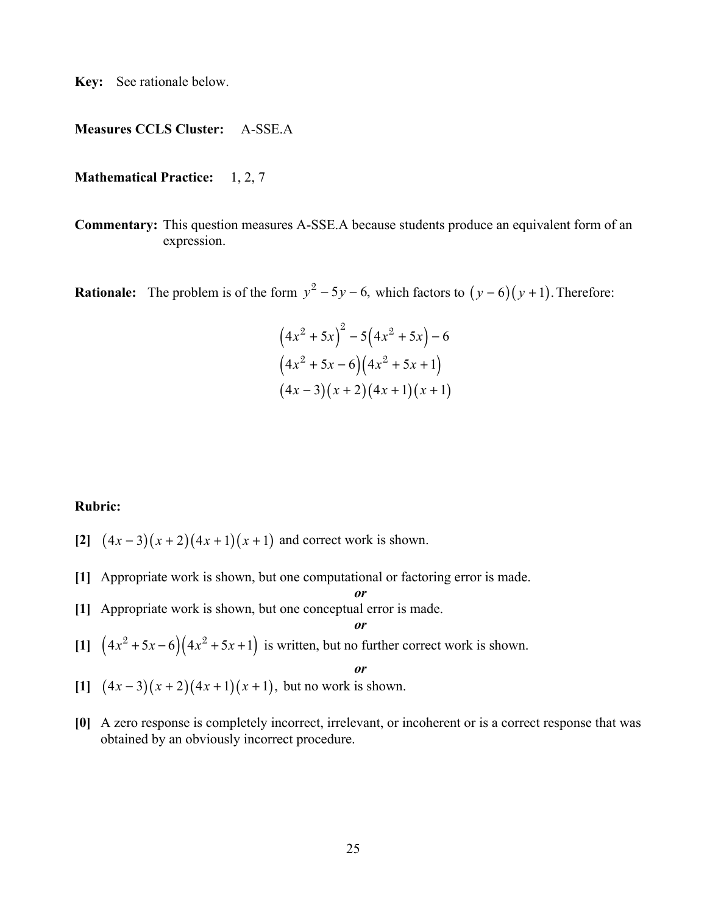**Key:** See rationale below.

**Measures CCLS Cluster:** A-SSE.A

**Mathematical Practice:** 1, 2, 7

**Commentary:** This question measures A-SSE.A because students produce an equivalent form of an expression.

**Rationale:** The problem is of the form $y^2 - 5y - 6,$ which factors to $(y-6)(y+1).$ Therefore:

$$(4x^2 + 5x)^2 - 5(4x^2 + 5x) - 6$$
$$(4x^2 + 5x - 6)(4x^2 + 5x + 1)$$
$$(4x - 3)(x + 2)(4x + 1)(x + 1)$$

**Rubric:**

**[2]** $(4x-3)(x+2)(4x+1)(x+1)$ and correct work is shown.

**[1]** Appropriate work is shown, but one computational or factoring error is made.

*or*

**[1]** Appropriate work is shown, but one conceptual error is made.

*or*

**[1]** $(4x^2 + 5x - 6)(4x^2 + 5x + 1)$ is written, but no further correct work is shown.

*or*

**[1]** $(4x-3)(x+2)(4x+1)(x+1),$ but no work is shown.

**[0]** A zero response is completely incorrect, irrelevant, or incoherent or is a correct response that was obtained by an obviously incorrect procedure.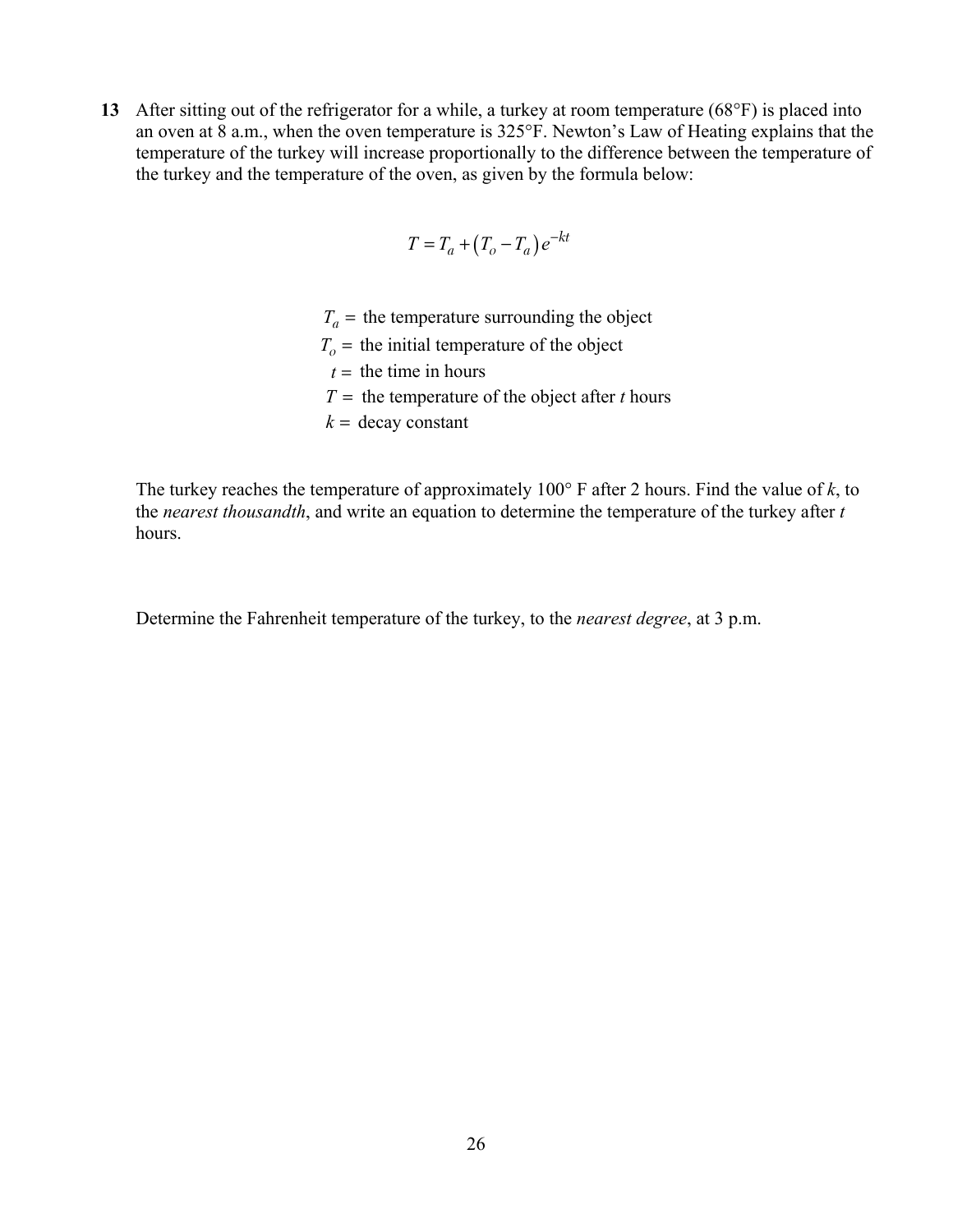**13** After sitting out of the refrigerator for a while, a turkey at room temperature (68°F) is placed into an oven at 8 a.m., when the oven temperature is 325°F. Newton's Law of Heating explains that the temperature of the turkey will increase proportionally to the difference between the temperature of the turkey and the temperature of the oven, as given by the formula below:

$$T = T_a + (T_o - T_a)e^{-kt}$$

$T_a =$ the temperature surrounding the object
$T_o =$ the initial temperature of the object
$t =$ the time in hours
$T =$ the temperature of the object after $t$ hours
$k =$ decay constant

The turkey reaches the temperature of approximately 100° F after 2 hours. Find the value of $k$, to the *nearest thousandth*, and write an equation to determine the temperature of the turkey after $t$ hours.

Determine the Fahrenheit temperature of the turkey, to the *nearest degree*, at 3 p.m.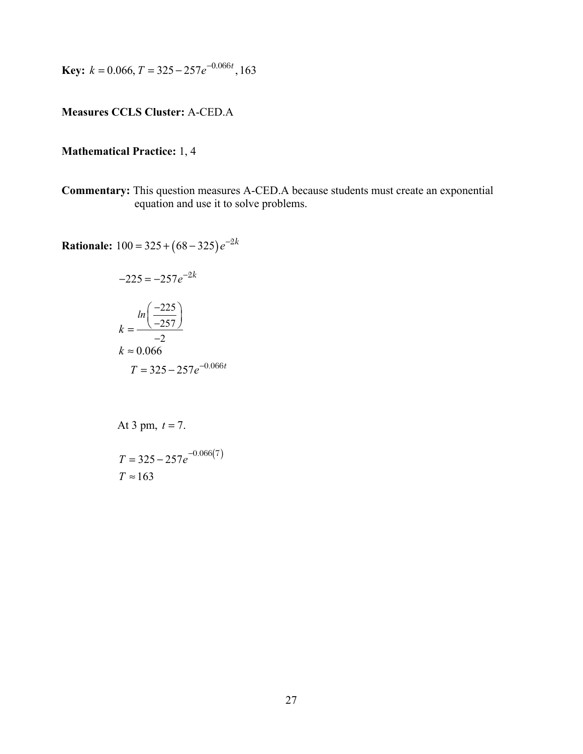**Key:** $k = 0.066, T = 325 - 257e^{-0.066t}, 163$

**Measures CCLS Cluster:** A-CED.A

**Mathematical Practice:** 1, 4

**Commentary:** This question measures A-CED.A because students must create an exponential equation and use it to solve problems.

**Rationale:** $100 = 325 + (68 - 325)e^{-2k}$

$$-225 = -257e^{-2k}$$

$$k = \frac{ln\left(\frac{-225}{-257}\right)}{-2}$$

$$k \approx 0.066$$

$$T = 325 - 257e^{-0.066t}$$

At 3 pm, $t = 7$.

$$T = 325 - 257e^{-0.066(7)}$$

$$T \approx 163$$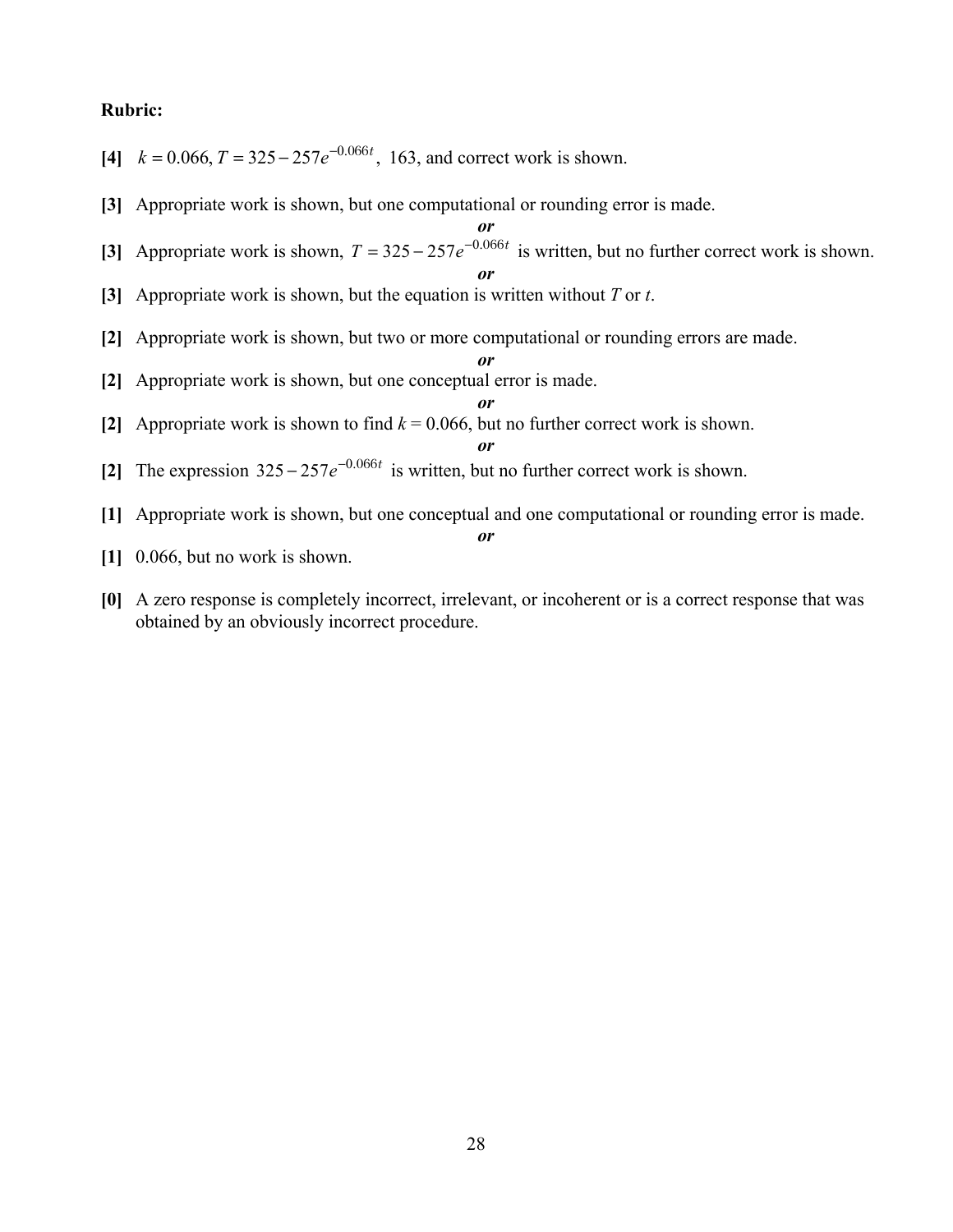**Rubric:**

**[4]** $k = 0.066$, $T = 325 - 257e^{-0.066t}$, 163, and correct work is shown.

**[3]** Appropriate work is shown, but one computational or rounding error is made.

***or***

**[3]** Appropriate work is shown, $T = 325 - 257e^{-0.066t}$ is written, but no further correct work is shown.

***or***

**[3]** Appropriate work is shown, but the equation is written without $T$ or $t$.

**[2]** Appropriate work is shown, but two or more computational or rounding errors are made.

***or***

**[2]** Appropriate work is shown, but one conceptual error is made.

***or***

**[2]** Appropriate work is shown to find $k = 0.066$, but no further correct work is shown.

***or***

**[2]** The expression $325 - 257e^{-0.066t}$ is written, but no further correct work is shown.

**[1]** Appropriate work is shown, but one conceptual and one computational or rounding error is made.

***or***

**[1]** 0.066, but no work is shown.

**[0]** A zero response is completely incorrect, irrelevant, or incoherent or is a correct response that was obtained by an obviously incorrect procedure.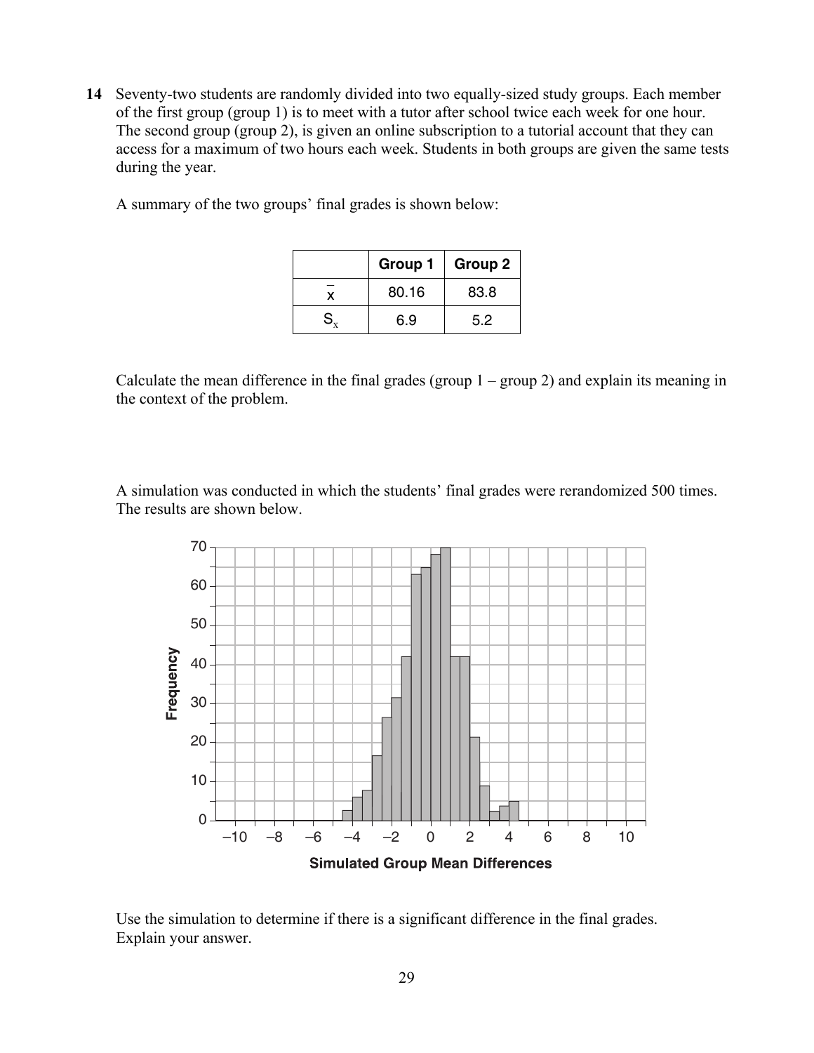**14** Seventy-two students are randomly divided into two equally-sized study groups. Each member of the first group (group 1) is to meet with a tutor after school twice each week for one hour. The second group (group 2), is given an online subscription to a tutorial account that they can access for a maximum of two hours each week. Students in both groups are given the same tests during the year.

A summary of the two groups' final grades is shown below:

| | Group 1 | Group 2 |
|---|---|---|
| $\bar{x}$ | 80.16 | 83.8 |
| $S_x$ | 6.9 | 5.2 |

Calculate the mean difference in the final grades (group 1 – group 2) and explain its meaning in the context of the problem.

A simulation was conducted in which the students' final grades were rerandomized 500 times. The results are shown below.

Use the simulation to determine if there is a significant difference in the final grades. Explain your answer.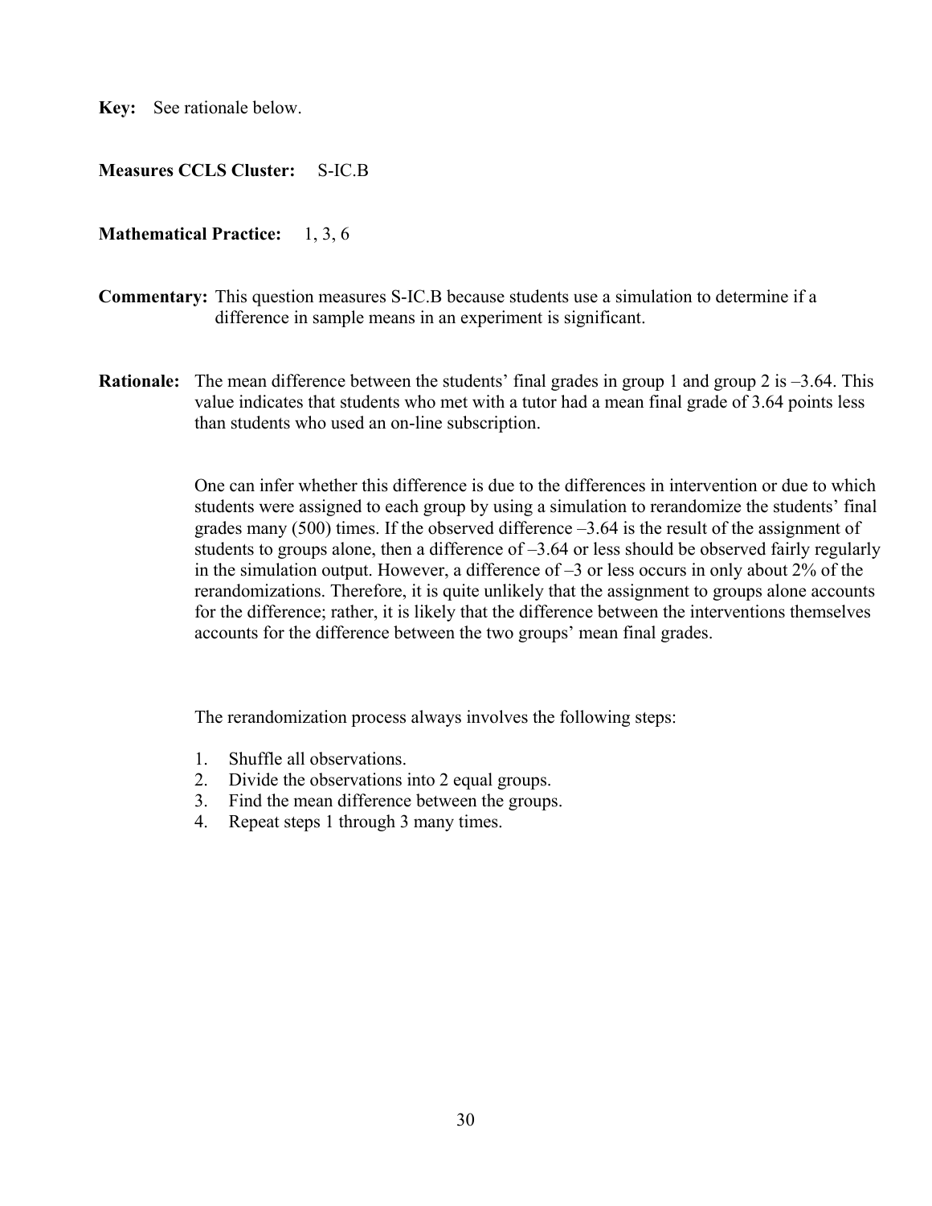**Key:** See rationale below.

**Measures CCLS Cluster:** S-IC.B

**Mathematical Practice:** 1, 3, 6

**Commentary:** This question measures S-IC.B because students use a simulation to determine if a difference in sample means in an experiment is significant.

**Rationale:** The mean difference between the students' final grades in group 1 and group 2 is –3.64. This value indicates that students who met with a tutor had a mean final grade of 3.64 points less than students who used an on-line subscription.

One can infer whether this difference is due to the differences in intervention or due to which students were assigned to each group by using a simulation to rerandomize the students' final grades many (500) times. If the observed difference –3.64 is the result of the assignment of students to groups alone, then a difference of –3.64 or less should be observed fairly regularly in the simulation output. However, a difference of –3 or less occurs in only about 2% of the rerandomizations. Therefore, it is quite unlikely that the assignment to groups alone accounts for the difference; rather, it is likely that the difference between the interventions themselves accounts for the difference between the two groups' mean final grades.

The rerandomization process always involves the following steps:

1. Shuffle all observations.
2. Divide the observations into 2 equal groups.
3. Find the mean difference between the groups.
4. Repeat steps 1 through 3 many times.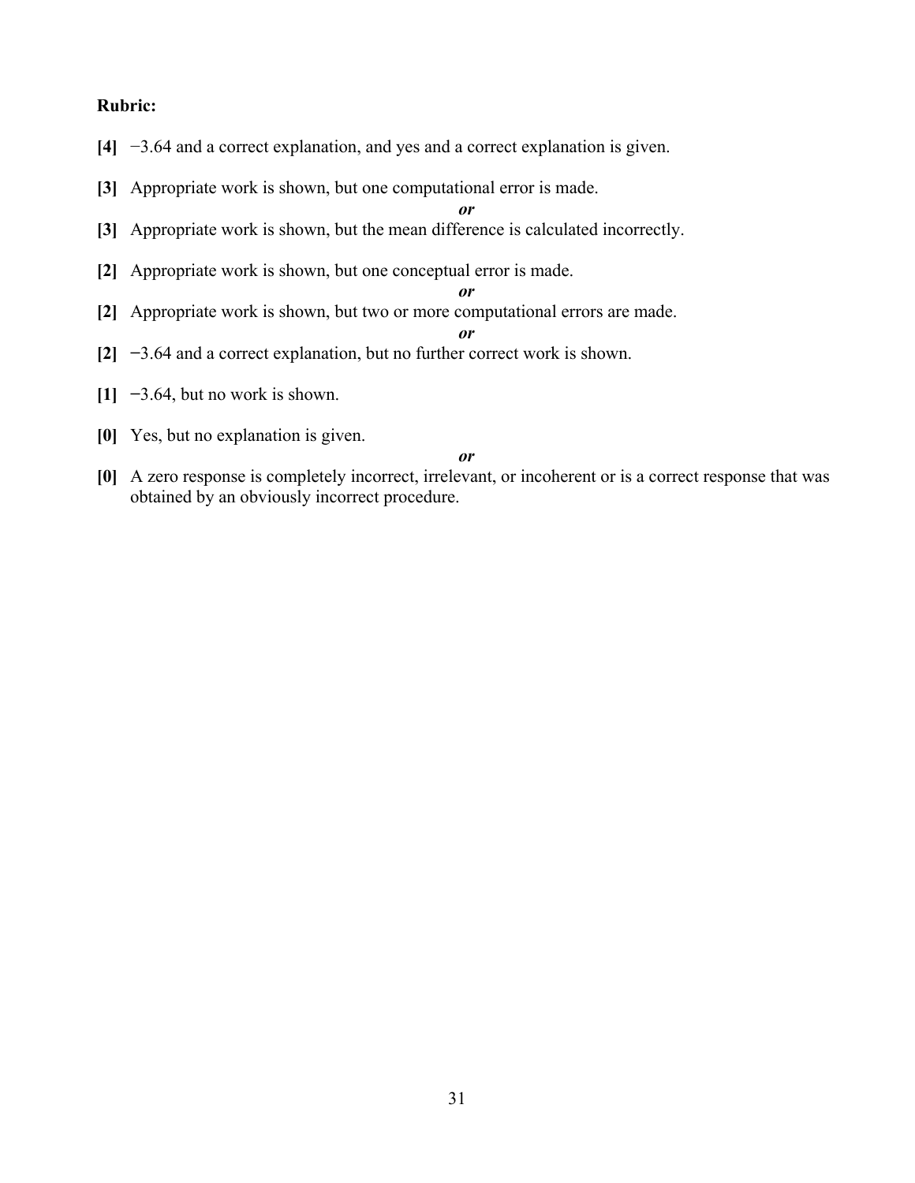**Rubric:**

**[4]** −3.64 and a correct explanation, and yes and a correct explanation is given.

**[3]** Appropriate work is shown, but one computational error is made.

*or*

**[3]** Appropriate work is shown, but the mean difference is calculated incorrectly.

**[2]** Appropriate work is shown, but one conceptual error is made.

*or*

**[2]** Appropriate work is shown, but two or more computational errors are made.

*or*

**[2]** −3.64 and a correct explanation, but no further correct work is shown.

**[1]** −3.64, but no work is shown.

**[0]** Yes, but no explanation is given.

*or*

**[0]** A zero response is completely incorrect, irrelevant, or incoherent or is a correct response that was obtained by an obviously incorrect procedure.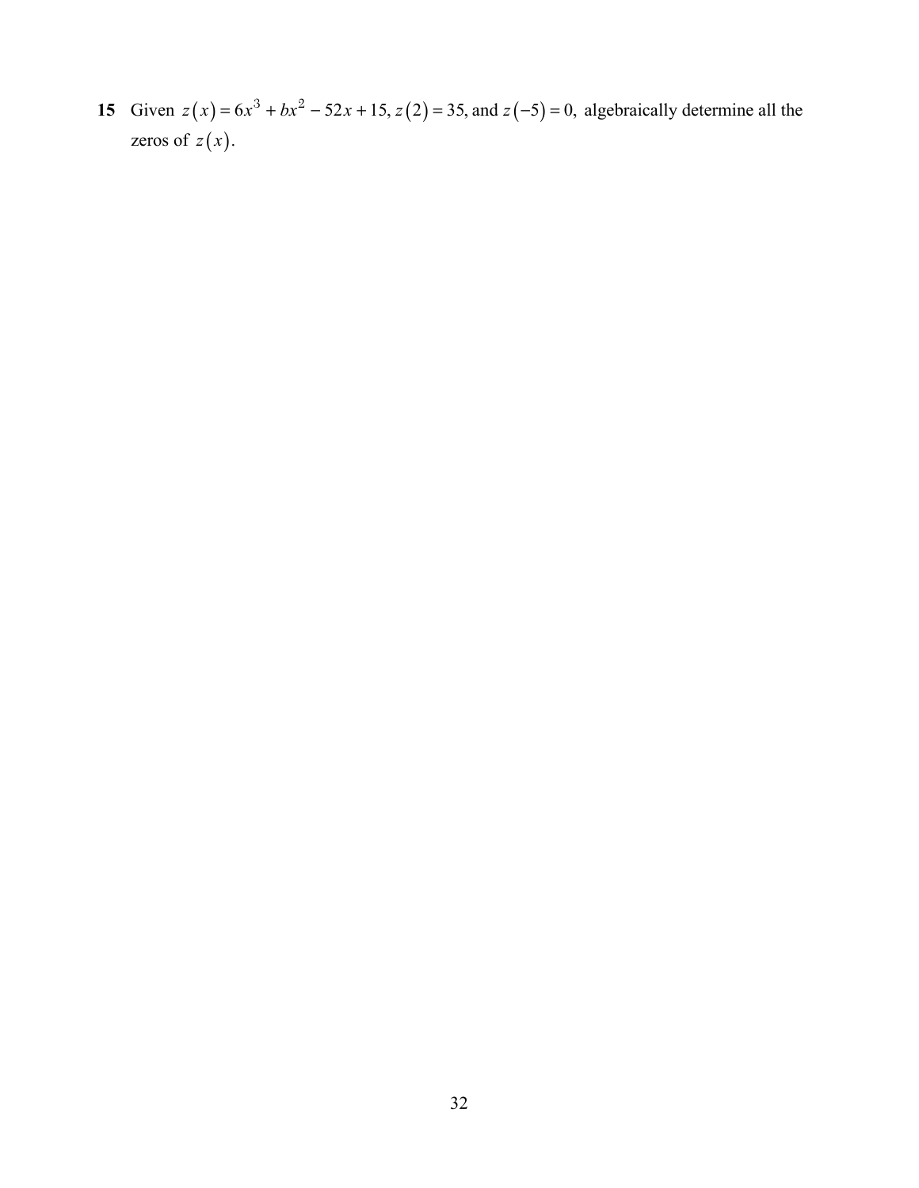**15** Given $z(x) = 6x^3 + bx^2 - 52x + 15$, $z(2) = 35$, and $z(-5) = 0$, algebraically determine all the zeros of $z(x)$.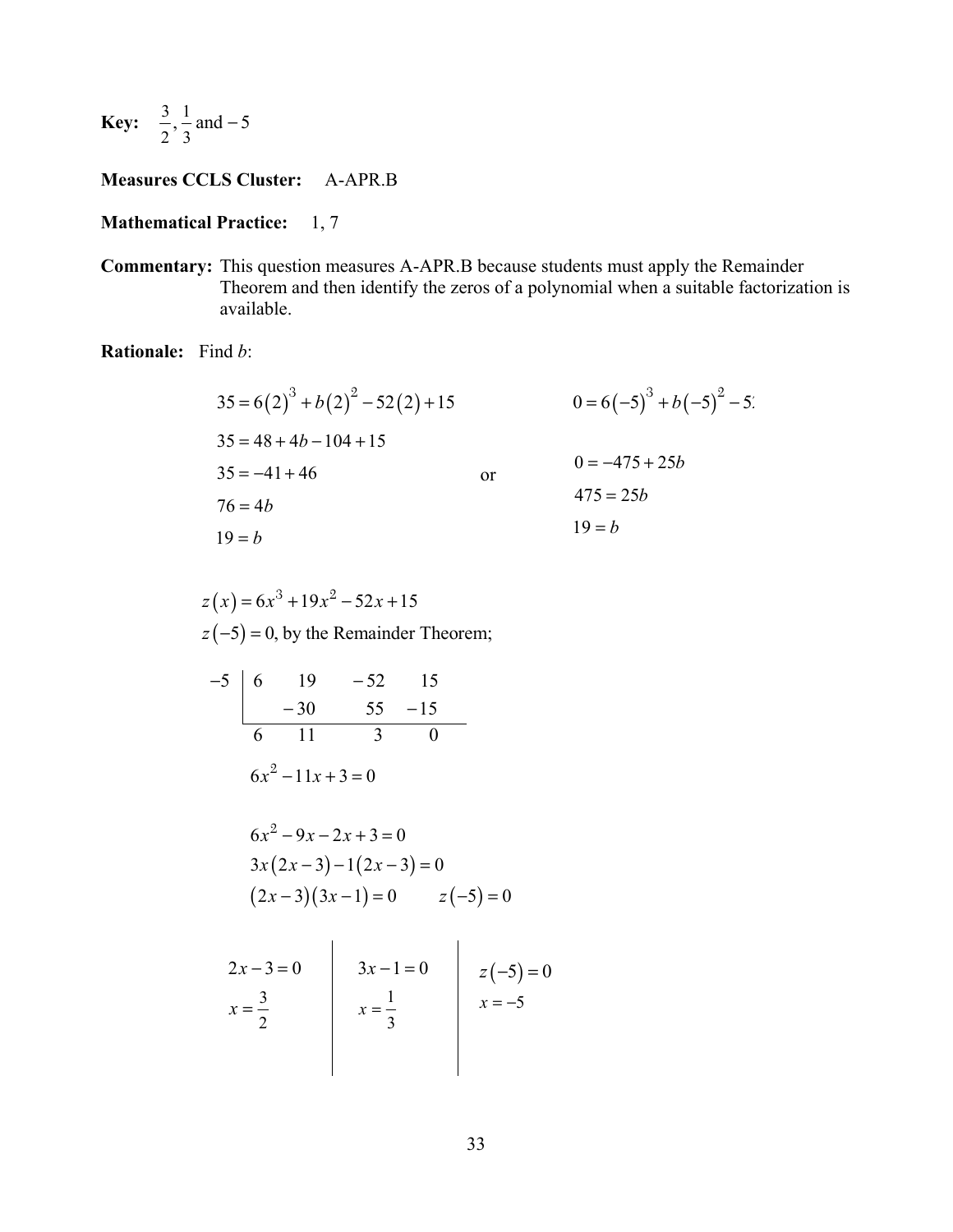**Key:** $\frac{3}{2}, \frac{1}{3}$ and $-5$

**Measures CCLS Cluster:** A-APR.B

**Mathematical Practice:** 1, 7

**Commentary:** This question measures A-APR.B because students must apply the Remainder Theorem and then identify the zeros of a polynomial when a suitable factorization is available.

**Rationale:** Find $b$:

$$
\begin{aligned}
35 &= 6(2)^3 + b(2)^2 - 52(2) + 15 \\
35 &= 48 + 4b - 104 + 15 \\
35 &= -41 + 46 \\
76 &= 4b \\
19 &= b
\end{aligned}
$$

or

$$
\begin{aligned}
0 &= 6(-5)^3 + b(-5)^2 - 5\text{:} \\
0 &= -475 + 25b \\
475 &= 25b \\
19 &= b
\end{aligned}
$$

$z(x) = 6x^3 + 19x^2 - 52x + 15$

$z(-5) = 0$, by the Remainder Theorem;

$$
\begin{array}{r|rrrr}
-5 & 6 & 19 & -52 & 15 \\
 & & -30 & 55 & -15 \\
\hline
 & 6 & 11 & 3 & 0
\end{array}
$$

$6x^2 - 11x + 3 = 0$

$6x^2 - 9x - 2x + 3 = 0$

$3x(2x - 3) - 1(2x - 3) = 0$

$(2x - 3)(3x - 1) = 0 \qquad z(-5) = 0$

| $2x - 3 = 0$ | $3x - 1 = 0$ | $z(-5) = 0$ |
| --- | --- | --- |
| $x = \frac{3}{2}$ | $x = \frac{1}{3}$ | $x = -5$ |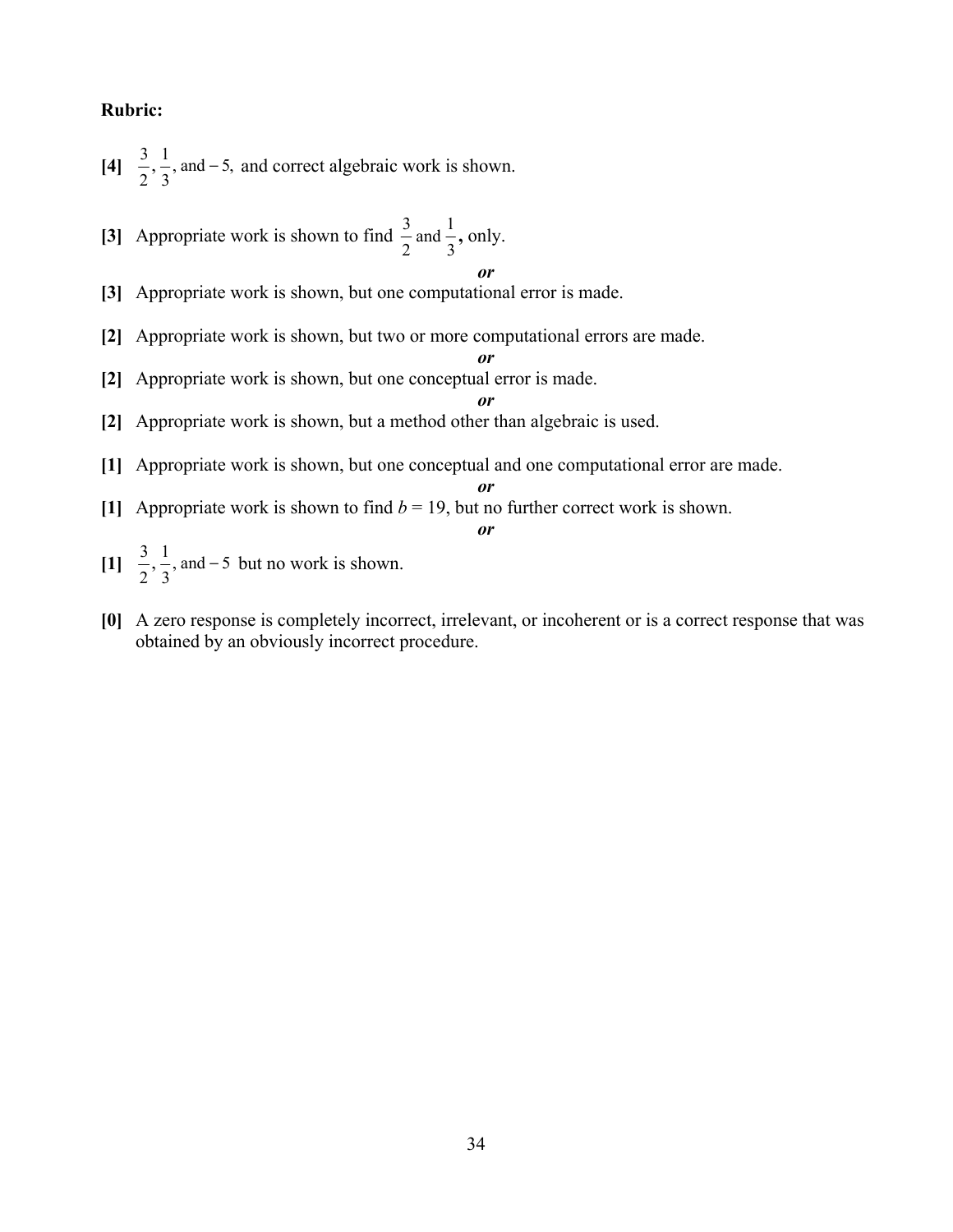**Rubric:**

**[4]** $\frac{3}{2}, \frac{1}{3},$ and $-5,$ and correct algebraic work is shown.

**[3]** Appropriate work is shown to find $\frac{3}{2}$ and $\frac{1}{3}$**,** only.

*or*

**[3]** Appropriate work is shown, but one computational error is made.

**[2]** Appropriate work is shown, but two or more computational errors are made.

*or*

**[2]** Appropriate work is shown, but one conceptual error is made.

*or*

**[2]** Appropriate work is shown, but a method other than algebraic is used.

**[1]** Appropriate work is shown, but one conceptual and one computational error are made.

*or*

**[1]** Appropriate work is shown to find $b = 19$, but no further correct work is shown.

*or*

**[1]** $\frac{3}{2}, \frac{1}{3},$ and $-5$ but no work is shown.

**[0]** A zero response is completely incorrect, irrelevant, or incoherent or is a correct response that was obtained by an obviously incorrect procedure.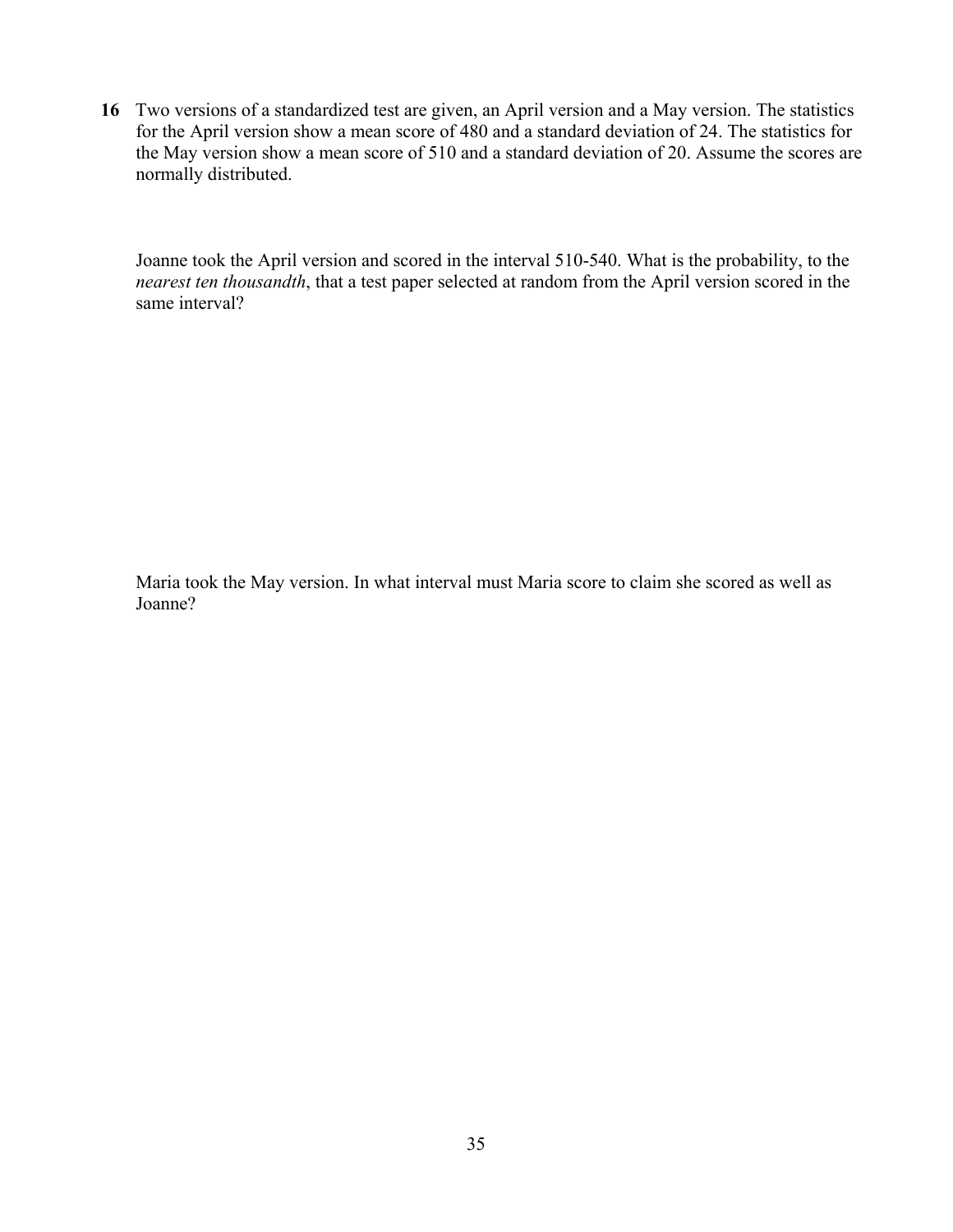**16** Two versions of a standardized test are given, an April version and a May version. The statistics for the April version show a mean score of 480 and a standard deviation of 24. The statistics for the May version show a mean score of 510 and a standard deviation of 20. Assume the scores are normally distributed.

Joanne took the April version and scored in the interval 510-540. What is the probability, to the *nearest ten thousandth*, that a test paper selected at random from the April version scored in the same interval?

Maria took the May version. In what interval must Maria score to claim she scored as well as Joanne?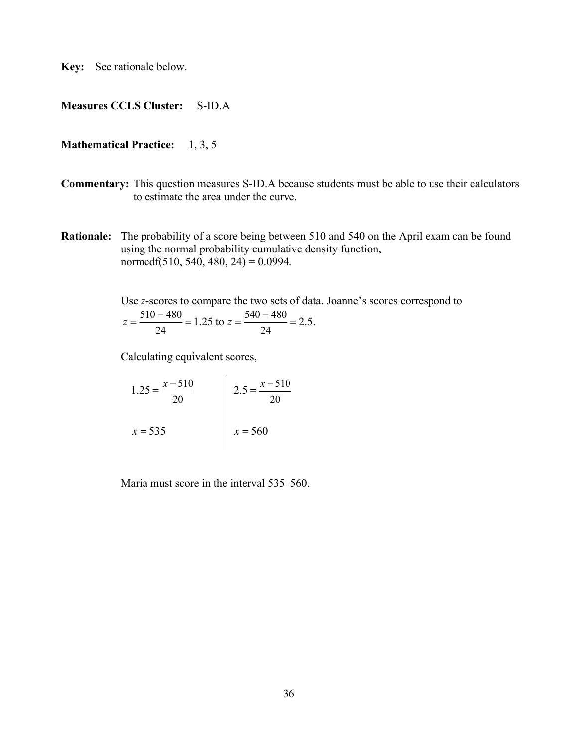**Key:** See rationale below.

**Measures CCLS Cluster:** S-ID.A

**Mathematical Practice:** 1, 3, 5

**Commentary:** This question measures S-ID.A because students must be able to use their calculators to estimate the area under the curve.

**Rationale:** The probability of a score being between 510 and 540 on the April exam can be found using the normal probability cumulative density function, normcdf(510, 540, 480, 24) = 0.0994.

Use $z$-scores to compare the two sets of data. Joanne's scores correspond to $z = \frac{510 - 480}{24} = 1.25$ to $z = \frac{540 - 480}{24} = 2.5$.

Calculating equivalent scores,

| | |
|---|---|
| $1.25 = \frac{x - 510}{20}$ | $2.5 = \frac{x - 510}{20}$ |
| $x = 535$ | $x = 560$ |

Maria must score in the interval 535–560.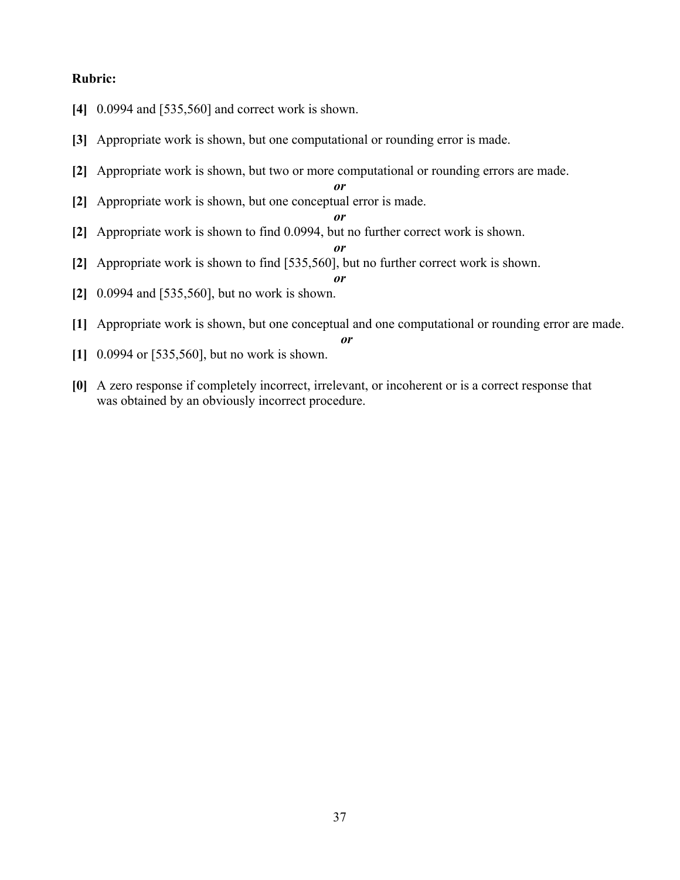**Rubric:**

**[4]** 0.0994 and [535,560] and correct work is shown.

**[3]** Appropriate work is shown, but one computational or rounding error is made.

**[2]** Appropriate work is shown, but two or more computational or rounding errors are made.

***or***

**[2]** Appropriate work is shown, but one conceptual error is made.

***or***

**[2]** Appropriate work is shown to find 0.0994, but no further correct work is shown.

***or***

**[2]** Appropriate work is shown to find [535,560], but no further correct work is shown.

***or***

**[2]** 0.0994 and [535,560], but no work is shown.

**[1]** Appropriate work is shown, but one conceptual and one computational or rounding error are made.

***or***

**[1]** 0.0994 or [535,560], but no work is shown.

**[0]** A zero response if completely incorrect, irrelevant, or incoherent or is a correct response that was obtained by an obviously incorrect procedure.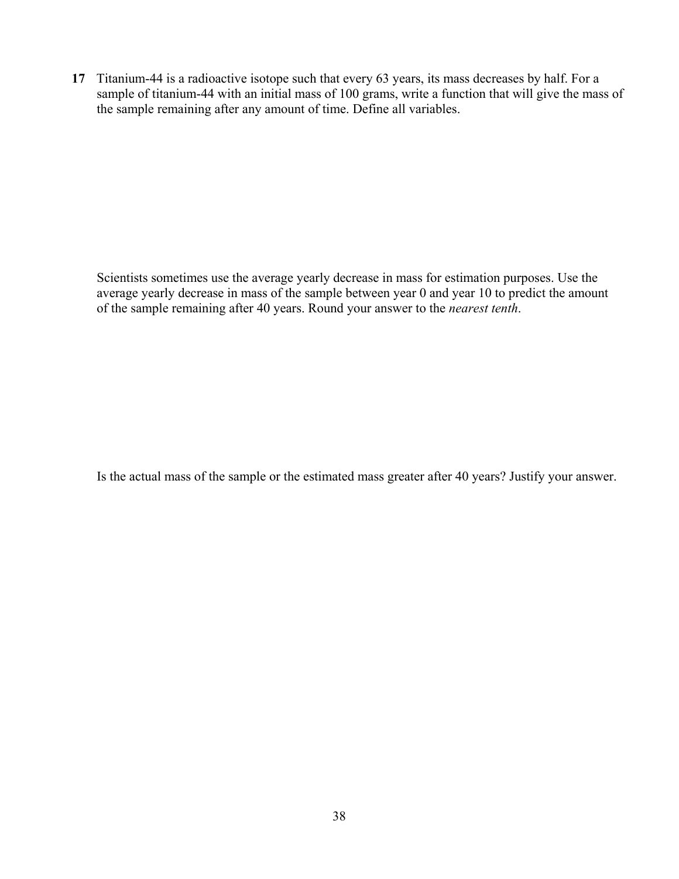**17** Titanium-44 is a radioactive isotope such that every 63 years, its mass decreases by half. For a sample of titanium-44 with an initial mass of 100 grams, write a function that will give the mass of the sample remaining after any amount of time. Define all variables.

Scientists sometimes use the average yearly decrease in mass for estimation purposes. Use the average yearly decrease in mass of the sample between year 0 and year 10 to predict the amount of the sample remaining after 40 years. Round your answer to the *nearest tenth*.

Is the actual mass of the sample or the estimated mass greater after 40 years? Justify your answer.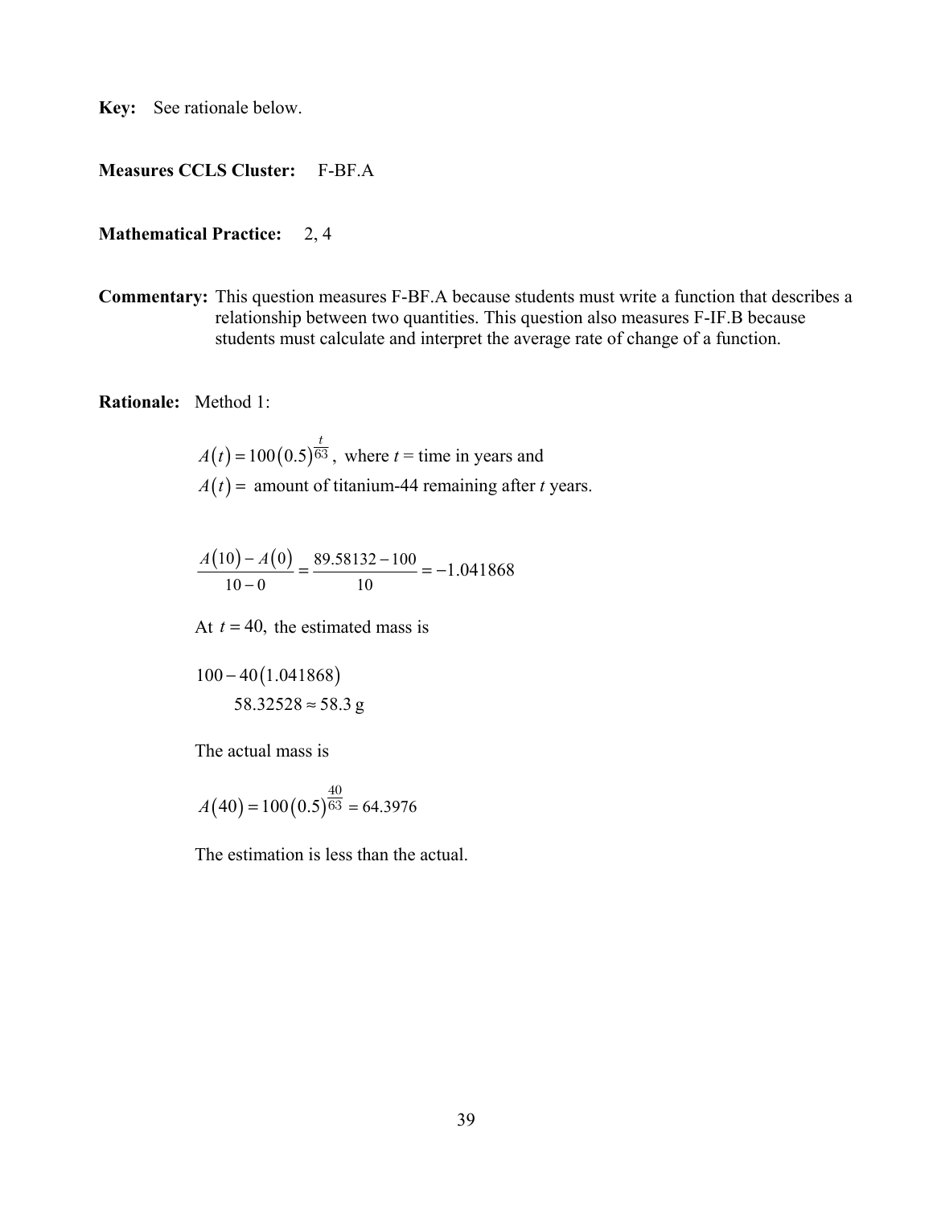**Key:** See rationale below.

**Measures CCLS Cluster:** F-BF.A

**Mathematical Practice:** 2, 4

**Commentary:** This question measures F-BF.A because students must write a function that describes a relationship between two quantities. This question also measures F-IF.B because students must calculate and interpret the average rate of change of a function.

**Rationale:** Method 1:

$A(t) = 100(0.5)^{\frac{t}{63}}$, where $t$ = time in years and

$A(t) =$ amount of titanium-44 remaining after $t$ years.

$$\frac{A(10) - A(0)}{10 - 0} = \frac{89.58132 - 100}{10} = -1.041868$$

At $t = 40$, the estimated mass is

$$100 - 40(1.041868)$$

$$58.32528 \approx 58.3 \text{ g}$$

The actual mass is

$$A(40) = 100(0.5)^{\frac{40}{63}} = 64.3976$$

The estimation is less than the actual.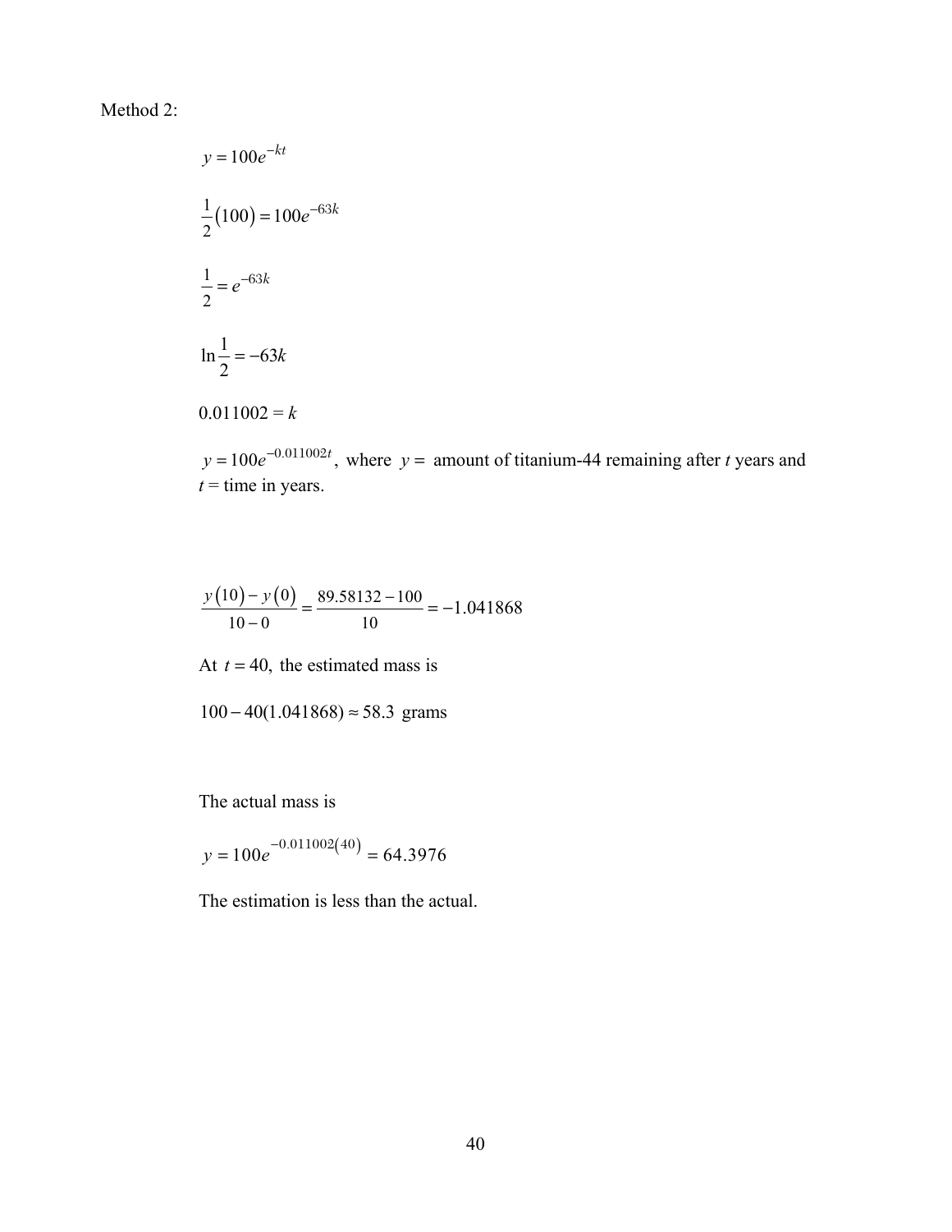Method 2:

$$y = 100e^{-kt}$$

$$\frac{1}{2}(100) = 100e^{-63k}$$

$$\frac{1}{2} = e^{-63k}$$

$$\ln\frac{1}{2} = -63k$$

$$0.011002 = k$$

$y = 100e^{-0.011002t}$, where $y =$ amount of titanium-44 remaining after $t$ years and $t$ = time in years.

$$\frac{y(10) - y(0)}{10 - 0} = \frac{89.58132 - 100}{10} = -1.041868$$

At $t = 40$, the estimated mass is

$$100 - 40(1.041868) \approx 58.3 \text{ grams}$$

The actual mass is

$$y = 100e^{-0.011002(40)} = 64.3976$$

The estimation is less than the actual.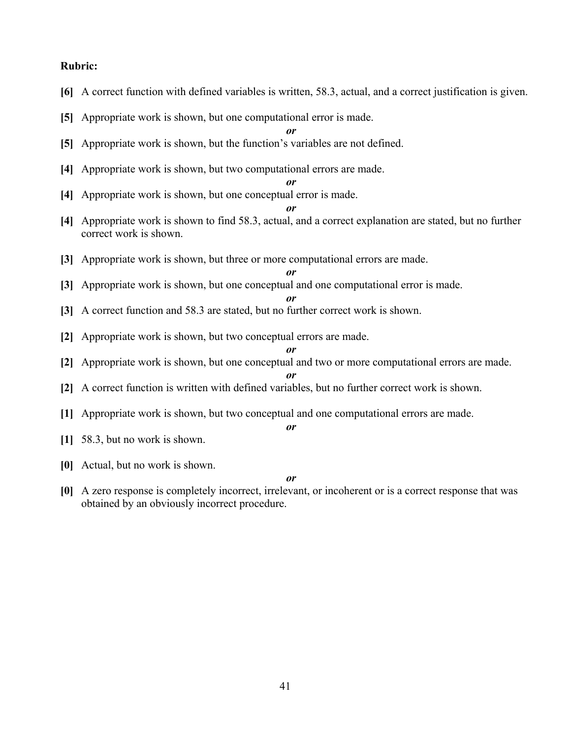**Rubric:**

**[6]** A correct function with defined variables is written, 58.3, actual, and a correct justification is given.

**[5]** Appropriate work is shown, but one computational error is made.

***or***

**[5]** Appropriate work is shown, but the function's variables are not defined.

**[4]** Appropriate work is shown, but two computational errors are made.

***or***

**[4]** Appropriate work is shown, but one conceptual error is made.

***or***

**[4]** Appropriate work is shown to find 58.3, actual, and a correct explanation are stated, but no further correct work is shown.

**[3]** Appropriate work is shown, but three or more computational errors are made.

***or***

**[3]** Appropriate work is shown, but one conceptual and one computational error is made.

***or***

**[3]** A correct function and 58.3 are stated, but no further correct work is shown.

**[2]** Appropriate work is shown, but two conceptual errors are made.

***or***

**[2]** Appropriate work is shown, but one conceptual and two or more computational errors are made.

***or***

**[2]** A correct function is written with defined variables, but no further correct work is shown.

**[1]** Appropriate work is shown, but two conceptual and one computational errors are made.

***or***

**[1]** 58.3, but no work is shown.

**[0]** Actual, but no work is shown.

***or***

**[0]** A zero response is completely incorrect, irrelevant, or incoherent or is a correct response that was obtained by an obviously incorrect procedure.